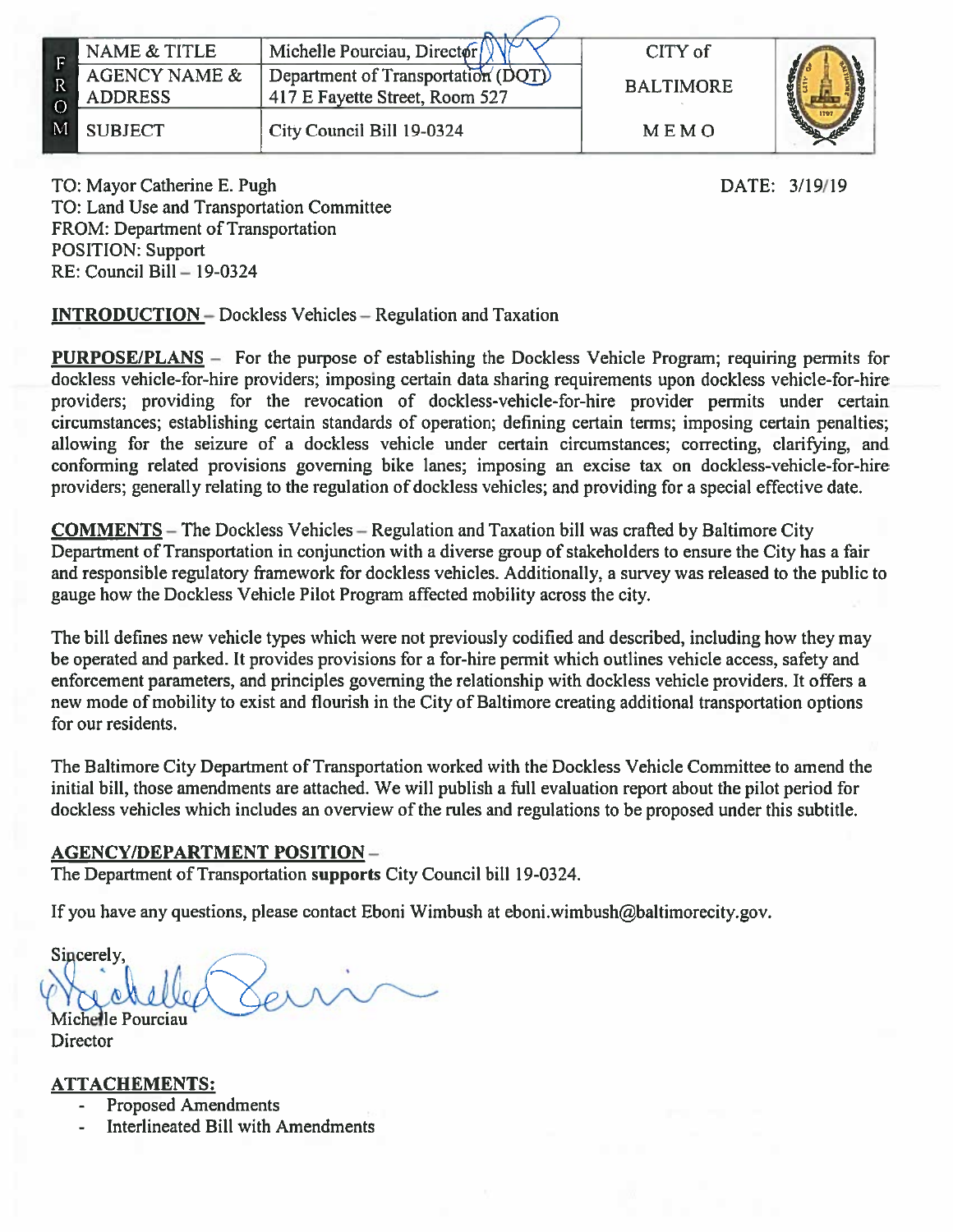| F R O M | NAME & TITLE | Michelle Pourciau, Director | CITY of BALTIMORE MEMO |
|---|---|---|---|
| | AGENCY NAME & ADDRESS | Department of Transportation (DOT) 417 E Fayette Street, Room 527 | |
| | SUBJECT | City Council Bill 19-0324 | |

TO: Mayor Catherine E. Pugh
TO: Land Use and Transportation Committee
FROM: Department of Transportation
POSITION: Support
RE: Council Bill – 19-0324

DATE: 3/19/19

**INTRODUCTION** – Dockless Vehicles – Regulation and Taxation

**PURPOSE/PLANS** – For the purpose of establishing the Dockless Vehicle Program; requiring permits for dockless vehicle-for-hire providers; imposing certain data sharing requirements upon dockless vehicle-for-hire providers; providing for the revocation of dockless-vehicle-for-hire provider permits under certain circumstances; establishing certain standards of operation; defining certain terms; imposing certain penalties; allowing for the seizure of a dockless vehicle under certain circumstances; correcting, clarifying, and conforming related provisions governing bike lanes; imposing an excise tax on dockless-vehicle-for-hire providers; generally relating to the regulation of dockless vehicles; and providing for a special effective date.

**COMMENTS** – The Dockless Vehicles – Regulation and Taxation bill was crafted by Baltimore City Department of Transportation in conjunction with a diverse group of stakeholders to ensure the City has a fair and responsible regulatory framework for dockless vehicles. Additionally, a survey was released to the public to gauge how the Dockless Vehicle Pilot Program affected mobility across the city.

The bill defines new vehicle types which were not previously codified and described, including how they may be operated and parked. It provides provisions for a for-hire permit which outlines vehicle access, safety and enforcement parameters, and principles governing the relationship with dockless vehicle providers. It offers a new mode of mobility to exist and flourish in the City of Baltimore creating additional transportation options for our residents.

The Baltimore City Department of Transportation worked with the Dockless Vehicle Committee to amend the initial bill, those amendments are attached. We will publish a full evaluation report about the pilot period for dockless vehicles which includes an overview of the rules and regulations to be proposed under this subtitle.

**AGENCY/DEPARTMENT POSITION** –
The Department of Transportation **supports** City Council bill 19-0324.

If you have any questions, please contact Eboni Wimbush at eboni.wimbush@baltimorecity.gov.

Sincerely,

Michelle Pourciau
Director

**ATTACHEMENTS:**

- Proposed Amendments
- Interlineated Bill with Amendments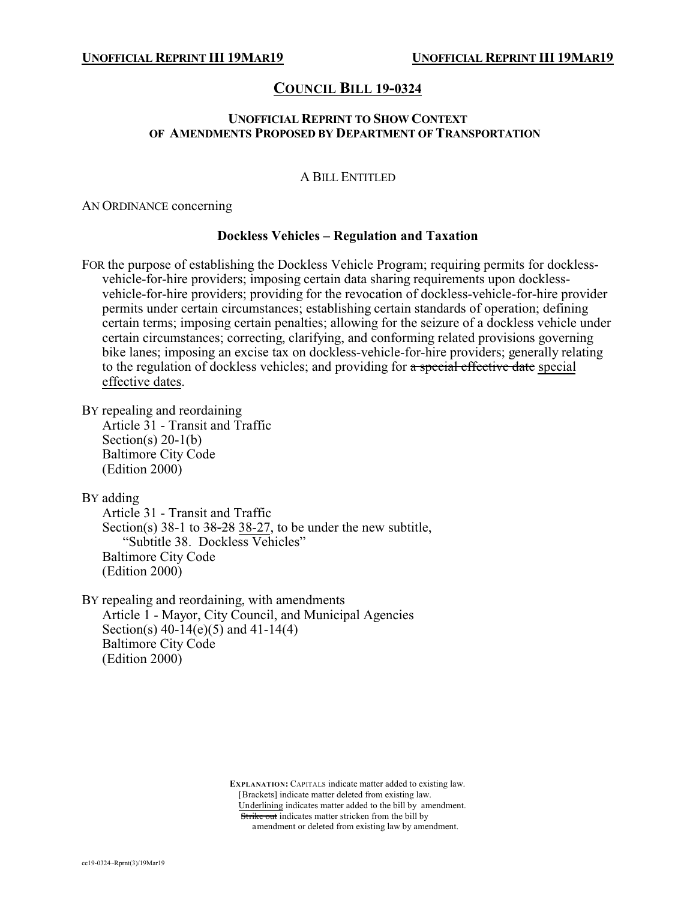# COUNCIL BILL 19-0324

### UNOFFICIAL REPRINT TO SHOW CONTEXT OF AMENDMENTS PROPOSED BY DEPARTMENT OF TRANSPORTATION

A BILL ENTITLED

AN ORDINANCE concerning

**Dockless Vehicles – Regulation and Taxation**

FOR the purpose of establishing the Dockless Vehicle Program; requiring permits for dockless-vehicle-for-hire providers; imposing certain data sharing requirements upon dockless-vehicle-for-hire providers; providing for the revocation of dockless-vehicle-for-hire provider permits under certain circumstances; establishing certain standards of operation; defining certain terms; imposing certain penalties; allowing for the seizure of a dockless vehicle under certain circumstances; correcting, clarifying, and conforming related provisions governing bike lanes; imposing an excise tax on dockless-vehicle-for-hire providers; generally relating to the regulation of dockless vehicles; and providing for ~~a special effective date~~ <u>special effective dates</u>.

BY repealing and reordaining
Article 31 - Transit and Traffic
Section(s) 20-1(b)
Baltimore City Code
(Edition 2000)

BY adding
Article 31 - Transit and Traffic
Section(s) 38-1 to ~~38-28~~ <u>38-27</u>, to be under the new subtitle,
"Subtitle 38. Dockless Vehicles"
Baltimore City Code
(Edition 2000)

BY repealing and reordaining, with amendments
Article 1 - Mayor, City Council, and Municipal Agencies
Section(s) 40-14(e)(5) and 41-14(4)
Baltimore City Code
(Edition 2000)

**EXPLANATION:** CAPITALS indicate matter added to existing law.
[Brackets] indicate matter deleted from existing law.
<u>Underlining</u> indicates matter added to the bill by amendment.
~~Strike out~~ indicates matter stricken from the bill by amendment or deleted from existing law by amendment.

cc19-0324~Rprnt(3)/19Mar19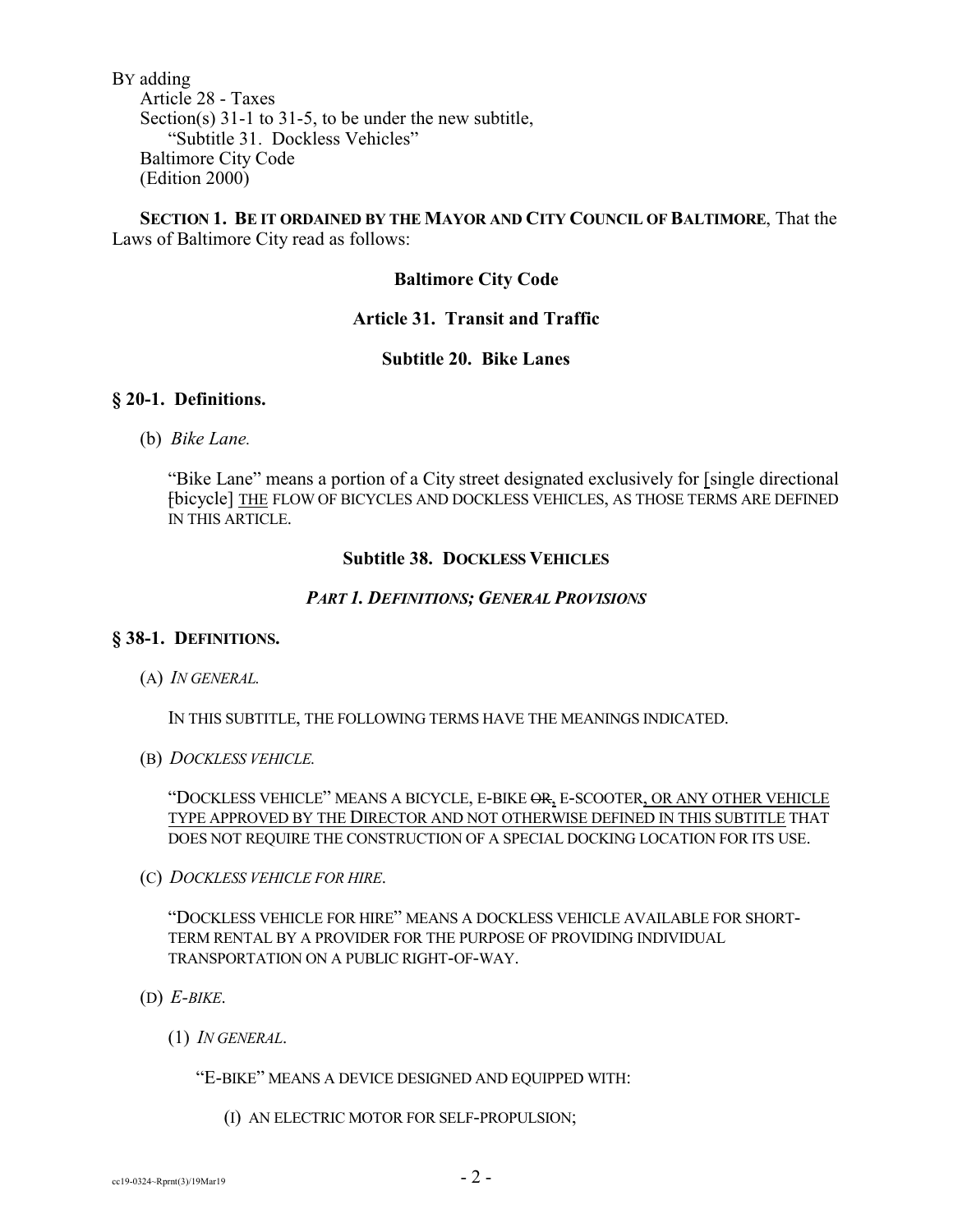BY adding

Article 28 - Taxes
Section(s) 31-1 to 31-5, to be under the new subtitle,
"Subtitle 31. Dockless Vehicles"
Baltimore City Code
(Edition 2000)

**SECTION 1. BE IT ORDAINED BY THE MAYOR AND CITY COUNCIL OF BALTIMORE**, That the Laws of Baltimore City read as follows:

**Baltimore City Code**

**Article 31. Transit and Traffic**

**Subtitle 20. Bike Lanes**

### § 20-1. Definitions.

(b) *Bike Lane.*

"Bike Lane" means a portion of a City street designated exclusively for [single directional [bicycle] THE FLOW OF BICYCLES AND DOCKLESS VEHICLES, AS THOSE TERMS ARE DEFINED IN THIS ARTICLE.

**Subtitle 38. DOCKLESS VEHICLES**

***PART 1. DEFINITIONS; GENERAL PROVISIONS***

### § 38-1. DEFINITIONS.

(A) *IN GENERAL.*

IN THIS SUBTITLE, THE FOLLOWING TERMS HAVE THE MEANINGS INDICATED.

(B) *DOCKLESS VEHICLE.*

"DOCKLESS VEHICLE" MEANS A BICYCLE, E-BIKE ~~OR~~, E-SCOOTER, OR ANY OTHER VEHICLE TYPE APPROVED BY THE DIRECTOR AND NOT OTHERWISE DEFINED IN THIS SUBTITLE THAT DOES NOT REQUIRE THE CONSTRUCTION OF A SPECIAL DOCKING LOCATION FOR ITS USE.

(C) *DOCKLESS VEHICLE FOR HIRE.*

"DOCKLESS VEHICLE FOR HIRE" MEANS A DOCKLESS VEHICLE AVAILABLE FOR SHORT-TERM RENTAL BY A PROVIDER FOR THE PURPOSE OF PROVIDING INDIVIDUAL TRANSPORTATION ON A PUBLIC RIGHT-OF-WAY.

(D) *E-BIKE.*

(1) *IN GENERAL.*

"E-BIKE" MEANS A DEVICE DESIGNED AND EQUIPPED WITH:

(I) AN ELECTRIC MOTOR FOR SELF-PROPULSION;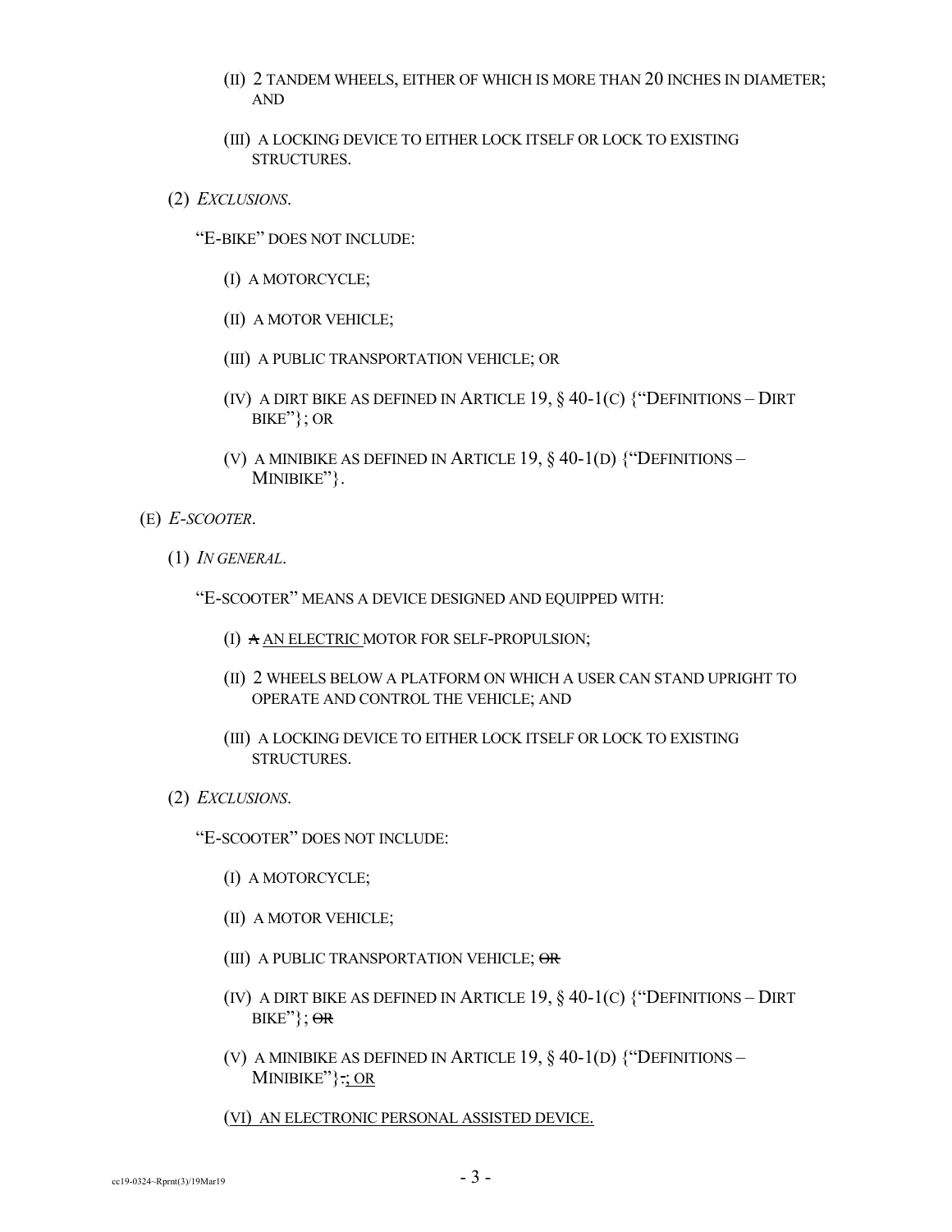(II) 2 TANDEM WHEELS, EITHER OF WHICH IS MORE THAN 20 INCHES IN DIAMETER; AND

(III) A LOCKING DEVICE TO EITHER LOCK ITSELF OR LOCK TO EXISTING STRUCTURES.

(2) *EXCLUSIONS*.

"E-BIKE" DOES NOT INCLUDE:

(I) A MOTORCYCLE;

(II) A MOTOR VEHICLE;

(III) A PUBLIC TRANSPORTATION VEHICLE; OR

(IV) A DIRT BIKE AS DEFINED IN ARTICLE 19, § 40-1(C) {"DEFINITIONS – DIRT BIKE"}; OR

(V) A MINIBIKE AS DEFINED IN ARTICLE 19, § 40-1(D) {"DEFINITIONS – MINIBIKE"}.

(E) *E-SCOOTER*.

(1) *IN GENERAL*.

"E-SCOOTER" MEANS A DEVICE DESIGNED AND EQUIPPED WITH:

(I) ~~A~~ <u>AN ELECTRIC</u> MOTOR FOR SELF-PROPULSION;

(II) 2 WHEELS BELOW A PLATFORM ON WHICH A USER CAN STAND UPRIGHT TO OPERATE AND CONTROL THE VEHICLE; AND

(III) A LOCKING DEVICE TO EITHER LOCK ITSELF OR LOCK TO EXISTING STRUCTURES.

(2) *EXCLUSIONS*.

"E-SCOOTER" DOES NOT INCLUDE:

(I) A MOTORCYCLE;

(II) A MOTOR VEHICLE;

(III) A PUBLIC TRANSPORTATION VEHICLE; ~~OR~~

(IV) A DIRT BIKE AS DEFINED IN ARTICLE 19, § 40-1(C) {"DEFINITIONS – DIRT BIKE"}; ~~OR~~

(V) A MINIBIKE AS DEFINED IN ARTICLE 19, § 40-1(D) {"DEFINITIONS – MINIBIKE"}~~.~~<u>; OR</u>

<u>(VI) AN ELECTRONIC PERSONAL ASSISTED DEVICE.</u>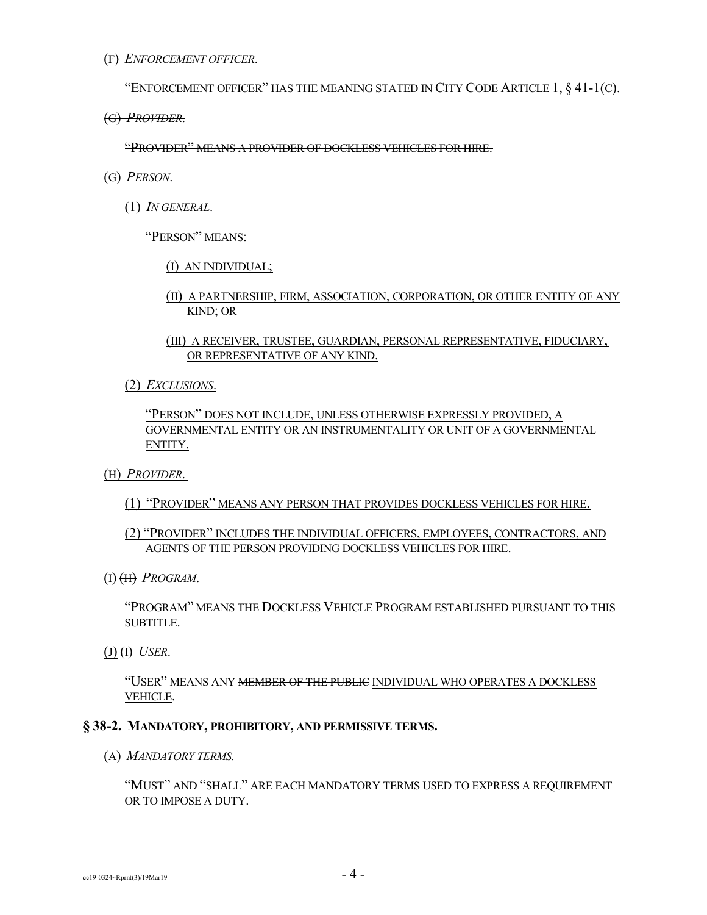(F) *ENFORCEMENT OFFICER*.

"ENFORCEMENT OFFICER" HAS THE MEANING STATED IN CITY CODE ARTICLE 1, § 41-1(C).

~~(G) *PROVIDER*.~~

~~"PROVIDER" MEANS A PROVIDER OF DOCKLESS VEHICLES FOR HIRE.~~

<u>(G) *PERSON*.</u>

<u>(1) *IN GENERAL*.</u>

<u>"PERSON" MEANS:</u>

<u>(I) AN INDIVIDUAL;</u>

<u>(II) A PARTNERSHIP, FIRM, ASSOCIATION, CORPORATION, OR OTHER ENTITY OF ANY KIND; OR</u>

<u>(III) A RECEIVER, TRUSTEE, GUARDIAN, PERSONAL REPRESENTATIVE, FIDUCIARY, OR REPRESENTATIVE OF ANY KIND.</u>

<u>(2) *EXCLUSIONS*.</u>

<u>"PERSON" DOES NOT INCLUDE, UNLESS OTHERWISE EXPRESSLY PROVIDED, A GOVERNMENTAL ENTITY OR AN INSTRUMENTALITY OR UNIT OF A GOVERNMENTAL ENTITY.</u>

<u>(H) *PROVIDER*.</u>

<u>(1) "PROVIDER" MEANS ANY PERSON THAT PROVIDES DOCKLESS VEHICLES FOR HIRE.</u>

<u>(2) "PROVIDER" INCLUDES THE INDIVIDUAL OFFICERS, EMPLOYEES, CONTRACTORS, AND AGENTS OF THE PERSON PROVIDING DOCKLESS VEHICLES FOR HIRE.</u>

<u>(I)</u> ~~(H)~~ *PROGRAM*.

"PROGRAM" MEANS THE DOCKLESS VEHICLE PROGRAM ESTABLISHED PURSUANT TO THIS SUBTITLE.

<u>(J)</u> ~~(I)~~ *USER*.

"USER" MEANS ANY ~~MEMBER OF THE PUBLIC~~ <u>INDIVIDUAL WHO OPERATES A DOCKLESS VEHICLE</u>.

## § 38-2. MANDATORY, PROHIBITORY, AND PERMISSIVE TERMS.

(A) *MANDATORY TERMS.*

"MUST" AND "SHALL" ARE EACH MANDATORY TERMS USED TO EXPRESS A REQUIREMENT OR TO IMPOSE A DUTY.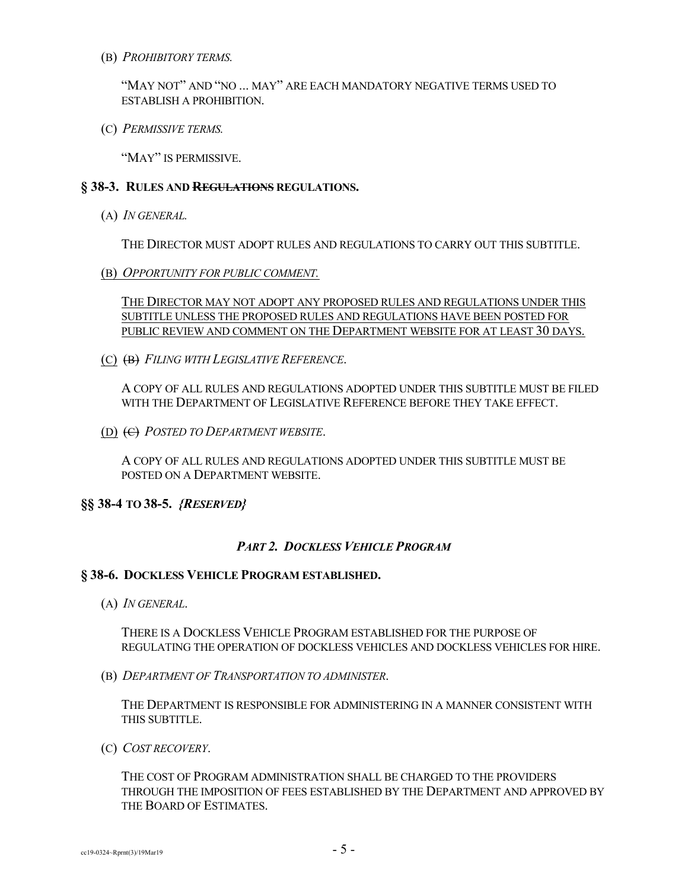(B) *PROHIBITORY TERMS.*

"MAY NOT" AND "NO ... MAY" ARE EACH MANDATORY NEGATIVE TERMS USED TO ESTABLISH A PROHIBITION.

(C) *PERMISSIVE TERMS.*

"MAY" IS PERMISSIVE.

## § 38-3. RULES AND ~~REGULATIONS~~ REGULATIONS.

(A) *IN GENERAL.*

THE DIRECTOR MUST ADOPT RULES AND REGULATIONS TO CARRY OUT THIS SUBTITLE.

<u>(B) *OPPORTUNITY FOR PUBLIC COMMENT.*</u>

<u>THE DIRECTOR MAY NOT ADOPT ANY PROPOSED RULES AND REGULATIONS UNDER THIS SUBTITLE UNLESS THE PROPOSED RULES AND REGULATIONS HAVE BEEN POSTED FOR PUBLIC REVIEW AND COMMENT ON THE DEPARTMENT WEBSITE FOR AT LEAST 30 DAYS.</u>

<u>(C)</u> ~~(B)~~ *FILING WITH LEGISLATIVE REFERENCE.*

A COPY OF ALL RULES AND REGULATIONS ADOPTED UNDER THIS SUBTITLE MUST BE FILED WITH THE DEPARTMENT OF LEGISLATIVE REFERENCE BEFORE THEY TAKE EFFECT.

<u>(D)</u> ~~(C)~~ *POSTED TO DEPARTMENT WEBSITE.*

A COPY OF ALL RULES AND REGULATIONS ADOPTED UNDER THIS SUBTITLE MUST BE POSTED ON A DEPARTMENT WEBSITE.

## §§ 38-4 TO 38-5. *{RESERVED}*

### *PART 2. DOCKLESS VEHICLE PROGRAM*

## § 38-6. DOCKLESS VEHICLE PROGRAM ESTABLISHED.

(A) *IN GENERAL.*

THERE IS A DOCKLESS VEHICLE PROGRAM ESTABLISHED FOR THE PURPOSE OF REGULATING THE OPERATION OF DOCKLESS VEHICLES AND DOCKLESS VEHICLES FOR HIRE.

(B) *DEPARTMENT OF TRANSPORTATION TO ADMINISTER.*

THE DEPARTMENT IS RESPONSIBLE FOR ADMINISTERING IN A MANNER CONSISTENT WITH THIS SUBTITLE.

(C) *COST RECOVERY.*

THE COST OF PROGRAM ADMINISTRATION SHALL BE CHARGED TO THE PROVIDERS THROUGH THE IMPOSITION OF FEES ESTABLISHED BY THE DEPARTMENT AND APPROVED BY THE BOARD OF ESTIMATES.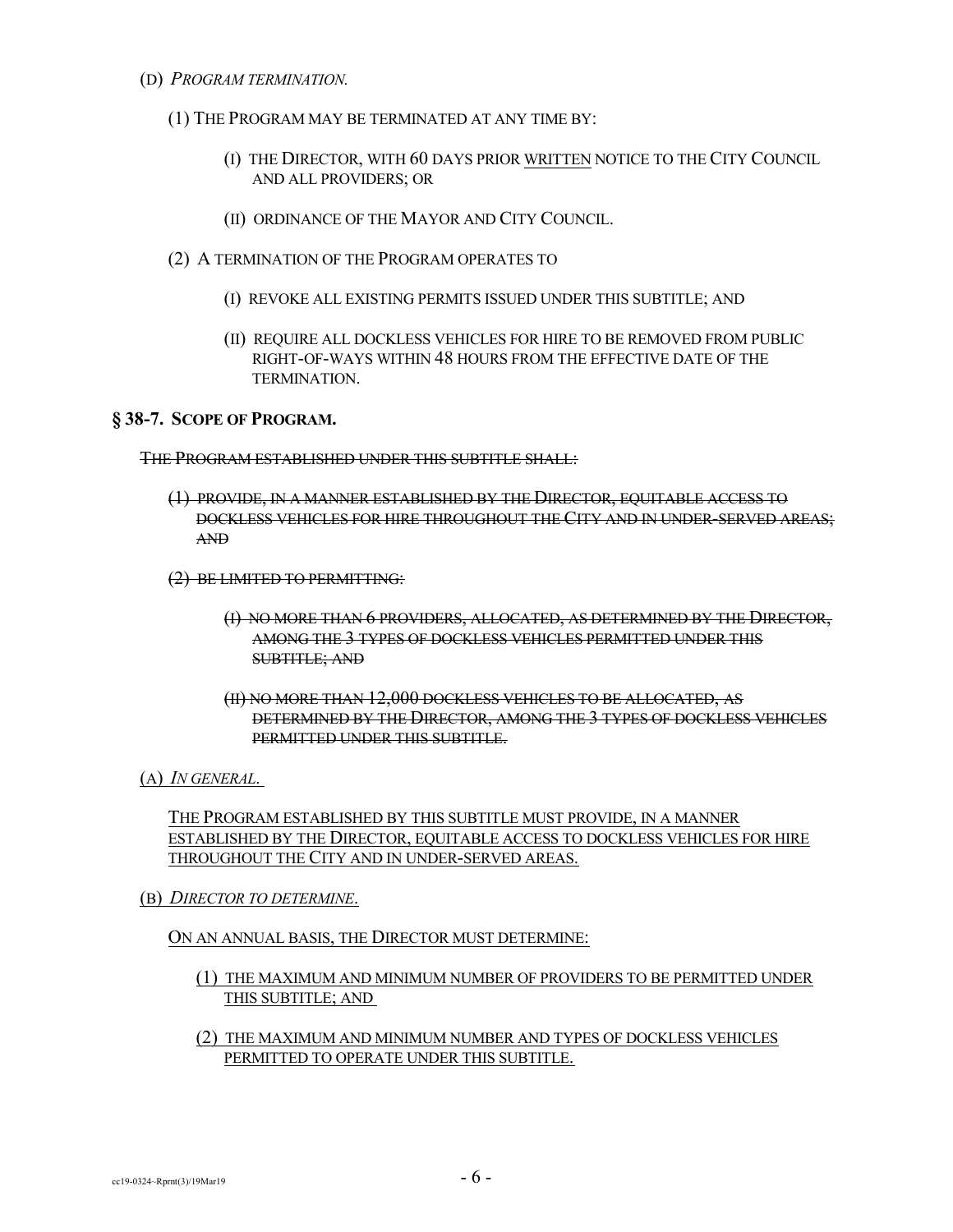(D) *PROGRAM TERMINATION.*

(1) THE PROGRAM MAY BE TERMINATED AT ANY TIME BY:

(I) THE DIRECTOR, WITH 60 DAYS PRIOR <u>WRITTEN</u> NOTICE TO THE CITY COUNCIL AND ALL PROVIDERS; OR

(II) ORDINANCE OF THE MAYOR AND CITY COUNCIL.

(2) A TERMINATION OF THE PROGRAM OPERATES TO

(I) REVOKE ALL EXISTING PERMITS ISSUED UNDER THIS SUBTITLE; AND

(II) REQUIRE ALL DOCKLESS VEHICLES FOR HIRE TO BE REMOVED FROM PUBLIC RIGHT-OF-WAYS WITHIN 48 HOURS FROM THE EFFECTIVE DATE OF THE TERMINATION.

**§ 38-7. SCOPE OF PROGRAM.**

~~THE PROGRAM ESTABLISHED UNDER THIS SUBTITLE SHALL:~~

~~(1) PROVIDE, IN A MANNER ESTABLISHED BY THE DIRECTOR, EQUITABLE ACCESS TO DOCKLESS VEHICLES FOR HIRE THROUGHOUT THE CITY AND IN UNDER-SERVED AREAS; AND~~

~~(2) BE LIMITED TO PERMITTING:~~

~~(I) NO MORE THAN 6 PROVIDERS, ALLOCATED, AS DETERMINED BY THE DIRECTOR, AMONG THE 3 TYPES OF DOCKLESS VEHICLES PERMITTED UNDER THIS SUBTITLE; AND~~

~~(II) NO MORE THAN 12,000 DOCKLESS VEHICLES TO BE ALLOCATED, AS DETERMINED BY THE DIRECTOR, AMONG THE 3 TYPES OF DOCKLESS VEHICLES PERMITTED UNDER THIS SUBTITLE.~~

<u>(A) *IN GENERAL.*</u>

<u>THE PROGRAM ESTABLISHED BY THIS SUBTITLE MUST PROVIDE, IN A MANNER ESTABLISHED BY THE DIRECTOR, EQUITABLE ACCESS TO DOCKLESS VEHICLES FOR HIRE THROUGHOUT THE CITY AND IN UNDER-SERVED AREAS.</u>

<u>(B) *DIRECTOR TO DETERMINE.*</u>

<u>ON AN ANNUAL BASIS, THE DIRECTOR MUST DETERMINE:</u>

<u>(1) THE MAXIMUM AND MINIMUM NUMBER OF PROVIDERS TO BE PERMITTED UNDER THIS SUBTITLE; AND</u>

<u>(2) THE MAXIMUM AND MINIMUM NUMBER AND TYPES OF DOCKLESS VEHICLES PERMITTED TO OPERATE UNDER THIS SUBTITLE.</u>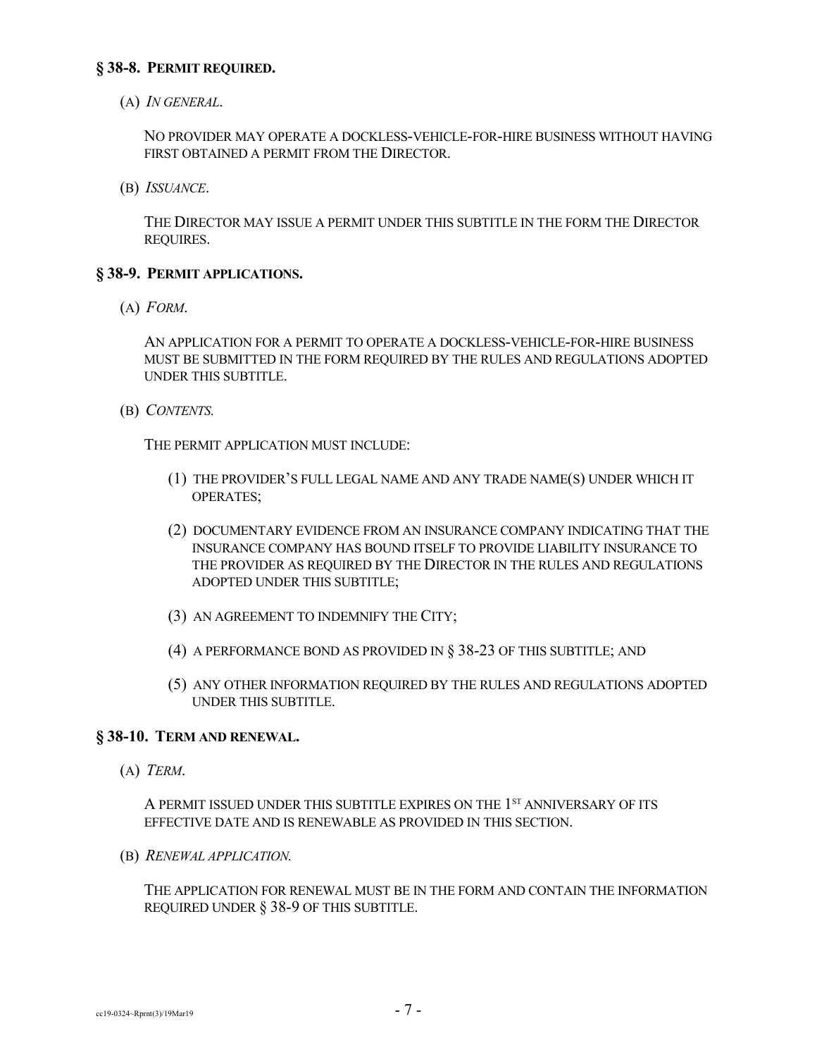### § 38-8. PERMIT REQUIRED.

(A) *IN GENERAL.*

NO PROVIDER MAY OPERATE A DOCKLESS-VEHICLE-FOR-HIRE BUSINESS WITHOUT HAVING FIRST OBTAINED A PERMIT FROM THE DIRECTOR.

(B) *ISSUANCE.*

THE DIRECTOR MAY ISSUE A PERMIT UNDER THIS SUBTITLE IN THE FORM THE DIRECTOR REQUIRES.

### § 38-9. PERMIT APPLICATIONS.

(A) *FORM.*

AN APPLICATION FOR A PERMIT TO OPERATE A DOCKLESS-VEHICLE-FOR-HIRE BUSINESS MUST BE SUBMITTED IN THE FORM REQUIRED BY THE RULES AND REGULATIONS ADOPTED UNDER THIS SUBTITLE.

(B) *CONTENTS.*

THE PERMIT APPLICATION MUST INCLUDE:

(1) THE PROVIDER'S FULL LEGAL NAME AND ANY TRADE NAME(S) UNDER WHICH IT OPERATES;

(2) DOCUMENTARY EVIDENCE FROM AN INSURANCE COMPANY INDICATING THAT THE INSURANCE COMPANY HAS BOUND ITSELF TO PROVIDE LIABILITY INSURANCE TO THE PROVIDER AS REQUIRED BY THE DIRECTOR IN THE RULES AND REGULATIONS ADOPTED UNDER THIS SUBTITLE;

(3) AN AGREEMENT TO INDEMNIFY THE CITY;

(4) A PERFORMANCE BOND AS PROVIDED IN § 38-23 OF THIS SUBTITLE; AND

(5) ANY OTHER INFORMATION REQUIRED BY THE RULES AND REGULATIONS ADOPTED UNDER THIS SUBTITLE.

### § 38-10. TERM AND RENEWAL.

(A) *TERM.*

A PERMIT ISSUED UNDER THIS SUBTITLE EXPIRES ON THE 1ST ANNIVERSARY OF ITS EFFECTIVE DATE AND IS RENEWABLE AS PROVIDED IN THIS SECTION.

(B) *RENEWAL APPLICATION.*

THE APPLICATION FOR RENEWAL MUST BE IN THE FORM AND CONTAIN THE INFORMATION REQUIRED UNDER § 38-9 OF THIS SUBTITLE.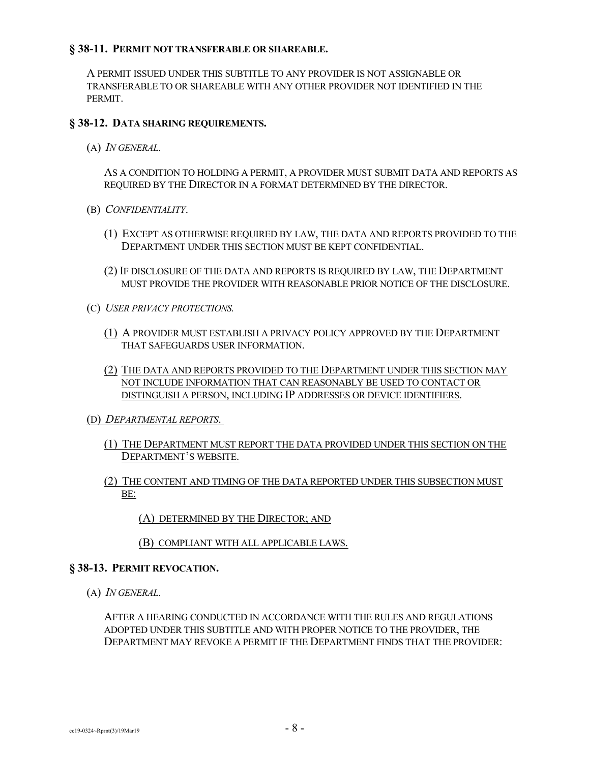## § 38-11. PERMIT NOT TRANSFERABLE OR SHAREABLE.

A PERMIT ISSUED UNDER THIS SUBTITLE TO ANY PROVIDER IS NOT ASSIGNABLE OR TRANSFERABLE TO OR SHAREABLE WITH ANY OTHER PROVIDER NOT IDENTIFIED IN THE PERMIT.

## § 38-12. DATA SHARING REQUIREMENTS.

(A) *IN GENERAL.*

AS A CONDITION TO HOLDING A PERMIT, A PROVIDER MUST SUBMIT DATA AND REPORTS AS REQUIRED BY THE DIRECTOR IN A FORMAT DETERMINED BY THE DIRECTOR.

(B) *CONFIDENTIALITY.*

(1) EXCEPT AS OTHERWISE REQUIRED BY LAW, THE DATA AND REPORTS PROVIDED TO THE DEPARTMENT UNDER THIS SECTION MUST BE KEPT CONFIDENTIAL.

(2) IF DISCLOSURE OF THE DATA AND REPORTS IS REQUIRED BY LAW, THE DEPARTMENT MUST PROVIDE THE PROVIDER WITH REASONABLE PRIOR NOTICE OF THE DISCLOSURE.

(C) *USER PRIVACY PROTECTIONS.*

<u>(1)</u> A PROVIDER MUST ESTABLISH A PRIVACY POLICY APPROVED BY THE DEPARTMENT THAT SAFEGUARDS USER INFORMATION.

<u>(2) THE DATA AND REPORTS PROVIDED TO THE DEPARTMENT UNDER THIS SECTION MAY NOT INCLUDE INFORMATION THAT CAN REASONABLY BE USED TO CONTACT OR DISTINGUISH A PERSON, INCLUDING IP ADDRESSES OR DEVICE IDENTIFIERS</u>.

<u>(D) *DEPARTMENTAL REPORTS.*</u>

<u>(1) THE DEPARTMENT MUST REPORT THE DATA PROVIDED UNDER THIS SECTION ON THE DEPARTMENT'S WEBSITE.</u>

<u>(2) THE CONTENT AND TIMING OF THE DATA REPORTED UNDER THIS SUBSECTION MUST BE:</u>

<u>(A) DETERMINED BY THE DIRECTOR; AND</u>

<u>(B) COMPLIANT WITH ALL APPLICABLE LAWS.</u>

## § 38-13. PERMIT REVOCATION.

(A) *IN GENERAL.*

AFTER A HEARING CONDUCTED IN ACCORDANCE WITH THE RULES AND REGULATIONS ADOPTED UNDER THIS SUBTITLE AND WITH PROPER NOTICE TO THE PROVIDER, THE DEPARTMENT MAY REVOKE A PERMIT IF THE DEPARTMENT FINDS THAT THE PROVIDER: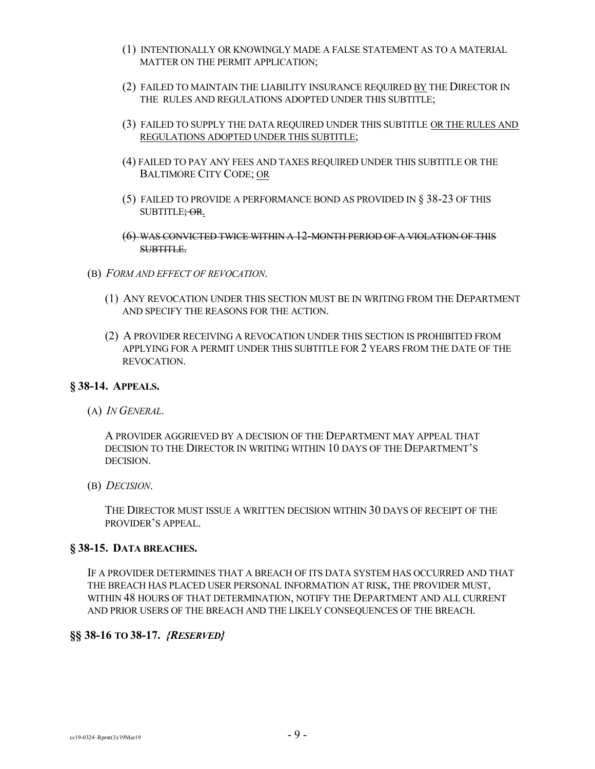(1) INTENTIONALLY OR KNOWINGLY MADE A FALSE STATEMENT AS TO A MATERIAL MATTER ON THE PERMIT APPLICATION;

(2) FAILED TO MAINTAIN THE LIABILITY INSURANCE REQUIRED <u>BY</u> THE DIRECTOR IN THE RULES AND REGULATIONS ADOPTED UNDER THIS SUBTITLE;

(3) FAILED TO SUPPLY THE DATA REQUIRED UNDER THIS SUBTITLE <u>OR THE RULES AND REGULATIONS ADOPTED UNDER THIS SUBTITLE</u>;

(4) FAILED TO PAY ANY FEES AND TAXES REQUIRED UNDER THIS SUBTITLE OR THE BALTIMORE CITY CODE; <u>OR</u>

(5) FAILED TO PROVIDE A PERFORMANCE BOND AS PROVIDED IN § 38-23 OF THIS SUBTITLE~~; OR~~<u>.</u>

~~(6) WAS CONVICTED TWICE WITHIN A 12-MONTH PERIOD OF A VIOLATION OF THIS SUBTITLE.~~

(B) *FORM AND EFFECT OF REVOCATION.*

(1) ANY REVOCATION UNDER THIS SECTION MUST BE IN WRITING FROM THE DEPARTMENT AND SPECIFY THE REASONS FOR THE ACTION.

(2) A PROVIDER RECEIVING A REVOCATION UNDER THIS SECTION IS PROHIBITED FROM APPLYING FOR A PERMIT UNDER THIS SUBTITLE FOR 2 YEARS FROM THE DATE OF THE REVOCATION.

### § 38-14. APPEALS.

(A) *IN GENERAL.*

A PROVIDER AGGRIEVED BY A DECISION OF THE DEPARTMENT MAY APPEAL THAT DECISION TO THE DIRECTOR IN WRITING WITHIN 10 DAYS OF THE DEPARTMENT'S DECISION.

(B) *DECISION.*

THE DIRECTOR MUST ISSUE A WRITTEN DECISION WITHIN 30 DAYS OF RECEIPT OF THE PROVIDER'S APPEAL.

### § 38-15. DATA BREACHES.

IF A PROVIDER DETERMINES THAT A BREACH OF ITS DATA SYSTEM HAS OCCURRED AND THAT THE BREACH HAS PLACED USER PERSONAL INFORMATION AT RISK, THE PROVIDER MUST, WITHIN 48 HOURS OF THAT DETERMINATION, NOTIFY THE DEPARTMENT AND ALL CURRENT AND PRIOR USERS OF THE BREACH AND THE LIKELY CONSEQUENCES OF THE BREACH.

### §§ 38-16 TO 38-17. *{RESERVED}*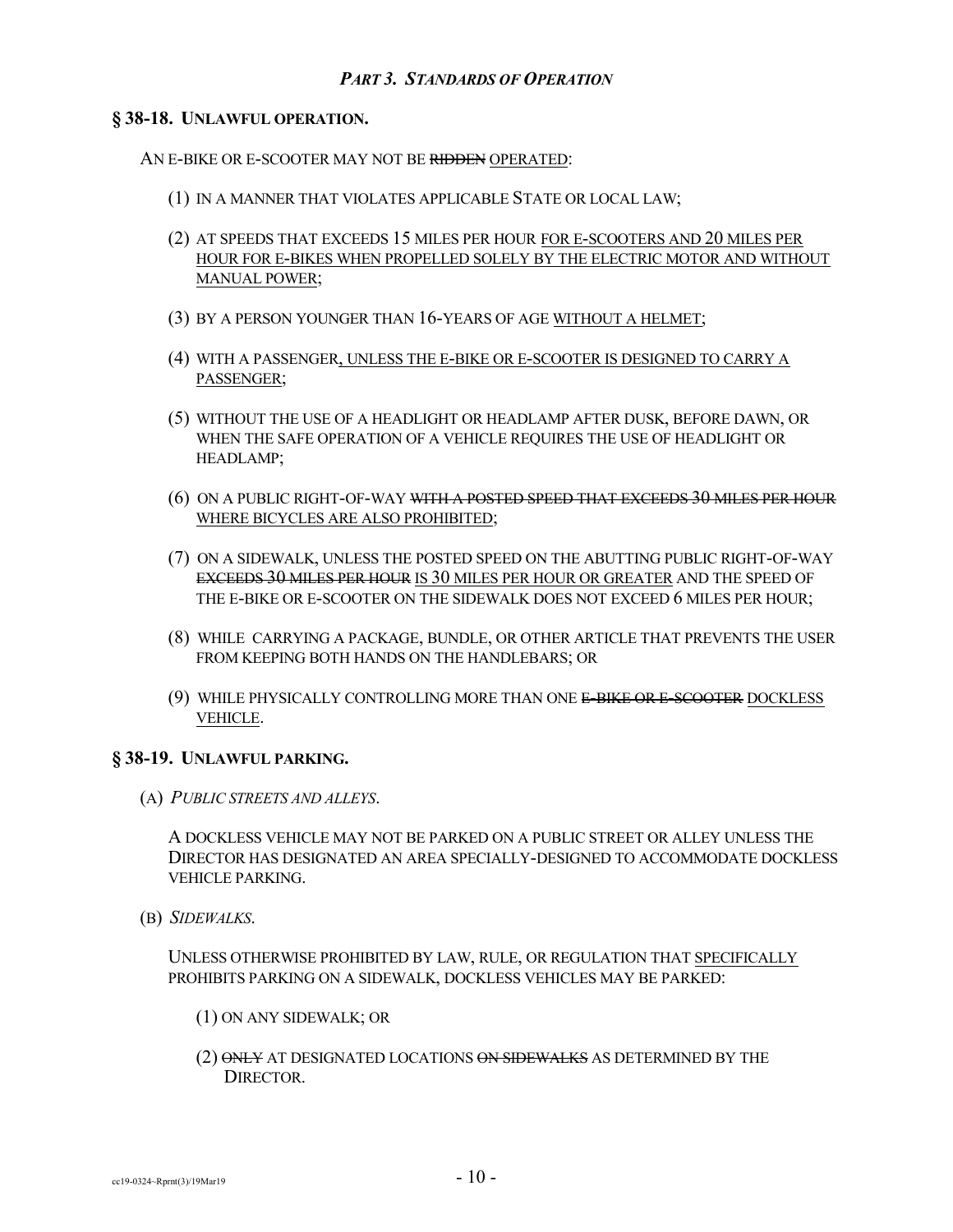### *PART 3. STANDARDS OF OPERATION*

## § 38-18. UNLAWFUL OPERATION.

AN E-BIKE OR E-SCOOTER MAY NOT BE ~~RIDDEN~~ <u>OPERATED</u>:

(1) IN A MANNER THAT VIOLATES APPLICABLE STATE OR LOCAL LAW;

(2) AT SPEEDS THAT EXCEEDS 15 MILES PER HOUR <u>FOR E-SCOOTERS AND 20 MILES PER HOUR FOR E-BIKES WHEN PROPELLED SOLELY BY THE ELECTRIC MOTOR AND WITHOUT MANUAL POWER</u>;

(3) BY A PERSON YOUNGER THAN 16-YEARS OF AGE <u>WITHOUT A HELMET</u>;

(4) WITH A PASSENGER<u>, UNLESS THE E-BIKE OR E-SCOOTER IS DESIGNED TO CARRY A PASSENGER</u>;

(5) WITHOUT THE USE OF A HEADLIGHT OR HEADLAMP AFTER DUSK, BEFORE DAWN, OR WHEN THE SAFE OPERATION OF A VEHICLE REQUIRES THE USE OF HEADLIGHT OR HEADLAMP;

(6) ON A PUBLIC RIGHT-OF-WAY ~~WITH A POSTED SPEED THAT EXCEEDS 30 MILES PER HOUR~~ <u>WHERE BICYCLES ARE ALSO PROHIBITED</u>;

(7) ON A SIDEWALK, UNLESS THE POSTED SPEED ON THE ABUTTING PUBLIC RIGHT-OF-WAY ~~EXCEEDS 30 MILES PER HOUR~~ <u>IS 30 MILES PER HOUR OR GREATER</u> AND THE SPEED OF THE E-BIKE OR E-SCOOTER ON THE SIDEWALK DOES NOT EXCEED 6 MILES PER HOUR;

(8) WHILE CARRYING A PACKAGE, BUNDLE, OR OTHER ARTICLE THAT PREVENTS THE USER FROM KEEPING BOTH HANDS ON THE HANDLEBARS; OR

(9) WHILE PHYSICALLY CONTROLLING MORE THAN ONE ~~E-BIKE OR E-SCOOTER~~ <u>DOCKLESS VEHICLE</u>.

## § 38-19. UNLAWFUL PARKING.

(A) *PUBLIC STREETS AND ALLEYS*.

A DOCKLESS VEHICLE MAY NOT BE PARKED ON A PUBLIC STREET OR ALLEY UNLESS THE DIRECTOR HAS DESIGNATED AN AREA SPECIALLY-DESIGNED TO ACCOMMODATE DOCKLESS VEHICLE PARKING.

(B) *SIDEWALKS*.

UNLESS OTHERWISE PROHIBITED BY LAW, RULE, OR REGULATION THAT <u>SPECIFICALLY</u> PROHIBITS PARKING ON A SIDEWALK, DOCKLESS VEHICLES MAY BE PARKED:

(1) ON ANY SIDEWALK; OR

(2) ~~ONLY~~ AT DESIGNATED LOCATIONS ~~ON SIDEWALKS~~ AS DETERMINED BY THE DIRECTOR.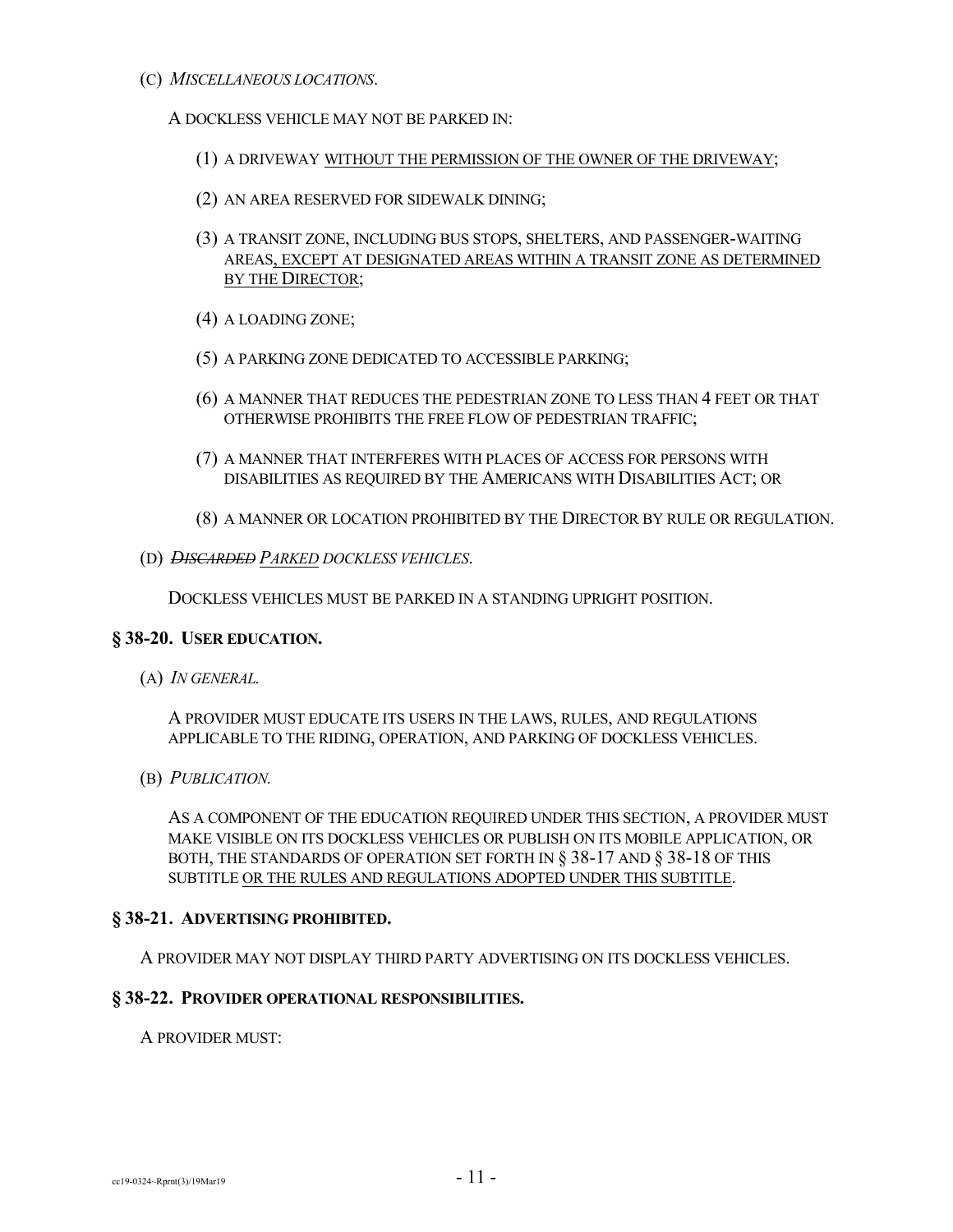(C) *MISCELLANEOUS LOCATIONS*.

A DOCKLESS VEHICLE MAY NOT BE PARKED IN:

(1) A DRIVEWAY <u>WITHOUT THE PERMISSION OF THE OWNER OF THE DRIVEWAY</u>;

(2) AN AREA RESERVED FOR SIDEWALK DINING;

(3) A TRANSIT ZONE, INCLUDING BUS STOPS, SHELTERS, AND PASSENGER-WAITING AREAS<u>, EXCEPT AT DESIGNATED AREAS WITHIN A TRANSIT ZONE AS DETERMINED BY THE DIRECTOR</u>;

(4) A LOADING ZONE;

(5) A PARKING ZONE DEDICATED TO ACCESSIBLE PARKING;

(6) A MANNER THAT REDUCES THE PEDESTRIAN ZONE TO LESS THAN 4 FEET OR THAT OTHERWISE PROHIBITS THE FREE FLOW OF PEDESTRIAN TRAFFIC;

(7) A MANNER THAT INTERFERES WITH PLACES OF ACCESS FOR PERSONS WITH DISABILITIES AS REQUIRED BY THE AMERICANS WITH DISABILITIES ACT; OR

(8) A MANNER OR LOCATION PROHIBITED BY THE DIRECTOR BY RULE OR REGULATION.

(D) ~~*DISCARDED*~~ <u>*PARKED*</u> *DOCKLESS VEHICLES*.

DOCKLESS VEHICLES MUST BE PARKED IN A STANDING UPRIGHT POSITION.

### § 38-20. USER EDUCATION.

(A) *IN GENERAL.*

A PROVIDER MUST EDUCATE ITS USERS IN THE LAWS, RULES, AND REGULATIONS APPLICABLE TO THE RIDING, OPERATION, AND PARKING OF DOCKLESS VEHICLES.

(B) *PUBLICATION.*

AS A COMPONENT OF THE EDUCATION REQUIRED UNDER THIS SECTION, A PROVIDER MUST MAKE VISIBLE ON ITS DOCKLESS VEHICLES OR PUBLISH ON ITS MOBILE APPLICATION, OR BOTH, THE STANDARDS OF OPERATION SET FORTH IN § 38-17 AND § 38-18 OF THIS SUBTITLE <u>OR THE RULES AND REGULATIONS ADOPTED UNDER THIS SUBTITLE</u>.

### § 38-21. ADVERTISING PROHIBITED.

A PROVIDER MAY NOT DISPLAY THIRD PARTY ADVERTISING ON ITS DOCKLESS VEHICLES.

### § 38-22. PROVIDER OPERATIONAL RESPONSIBILITIES.

A PROVIDER MUST: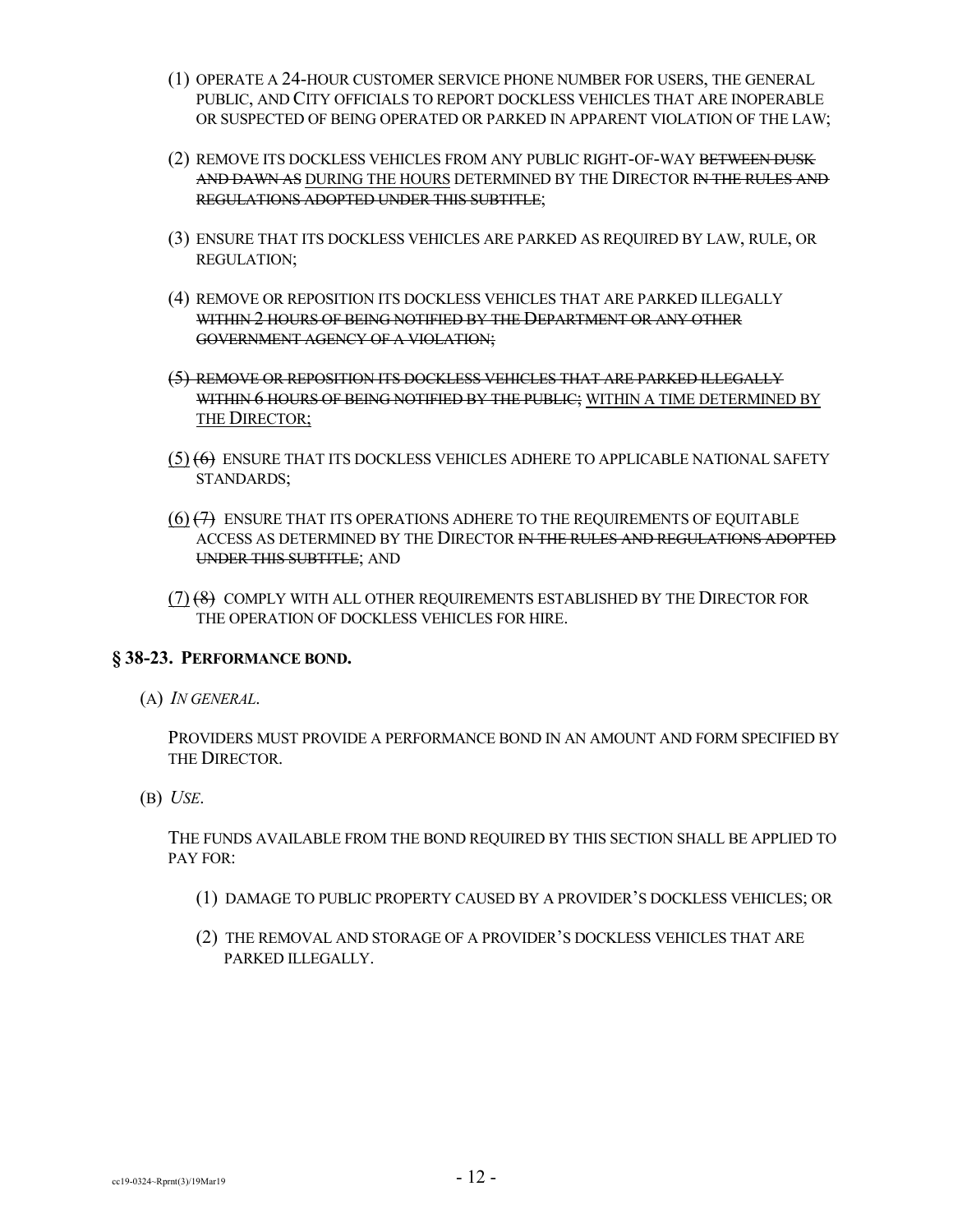(1) OPERATE A 24-HOUR CUSTOMER SERVICE PHONE NUMBER FOR USERS, THE GENERAL PUBLIC, AND CITY OFFICIALS TO REPORT DOCKLESS VEHICLES THAT ARE INOPERABLE OR SUSPECTED OF BEING OPERATED OR PARKED IN APPARENT VIOLATION OF THE LAW;

(2) REMOVE ITS DOCKLESS VEHICLES FROM ANY PUBLIC RIGHT-OF-WAY ~~BETWEEN DUSK AND DAWN AS~~ <u>DURING THE HOURS</u> DETERMINED BY THE DIRECTOR ~~IN THE RULES AND REGULATIONS ADOPTED UNDER THIS SUBTITLE~~;

(3) ENSURE THAT ITS DOCKLESS VEHICLES ARE PARKED AS REQUIRED BY LAW, RULE, OR REGULATION;

(4) REMOVE OR REPOSITION ITS DOCKLESS VEHICLES THAT ARE PARKED ILLEGALLY ~~WITHIN 2 HOURS OF BEING NOTIFIED BY THE DEPARTMENT OR ANY OTHER GOVERNMENT AGENCY OF A VIOLATION;~~

~~(5) REMOVE OR REPOSITION ITS DOCKLESS VEHICLES THAT ARE PARKED ILLEGALLY WITHIN 6 HOURS OF BEING NOTIFIED BY THE PUBLIC;~~ <u>WITHIN A TIME DETERMINED BY THE DIRECTOR;</u>

<u>(5)</u> ~~(6)~~ ENSURE THAT ITS DOCKLESS VEHICLES ADHERE TO APPLICABLE NATIONAL SAFETY STANDARDS;

<u>(6)</u> ~~(7)~~ ENSURE THAT ITS OPERATIONS ADHERE TO THE REQUIREMENTS OF EQUITABLE ACCESS AS DETERMINED BY THE DIRECTOR ~~IN THE RULES AND REGULATIONS ADOPTED UNDER THIS SUBTITLE~~; AND

<u>(7)</u> ~~(8)~~ COMPLY WITH ALL OTHER REQUIREMENTS ESTABLISHED BY THE DIRECTOR FOR THE OPERATION OF DOCKLESS VEHICLES FOR HIRE.

### § 38-23. PERFORMANCE BOND.

(A) *IN GENERAL.*

PROVIDERS MUST PROVIDE A PERFORMANCE BOND IN AN AMOUNT AND FORM SPECIFIED BY THE DIRECTOR.

(B) *USE.*

THE FUNDS AVAILABLE FROM THE BOND REQUIRED BY THIS SECTION SHALL BE APPLIED TO PAY FOR:

(1) DAMAGE TO PUBLIC PROPERTY CAUSED BY A PROVIDER'S DOCKLESS VEHICLES; OR

(2) THE REMOVAL AND STORAGE OF A PROVIDER'S DOCKLESS VEHICLES THAT ARE PARKED ILLEGALLY.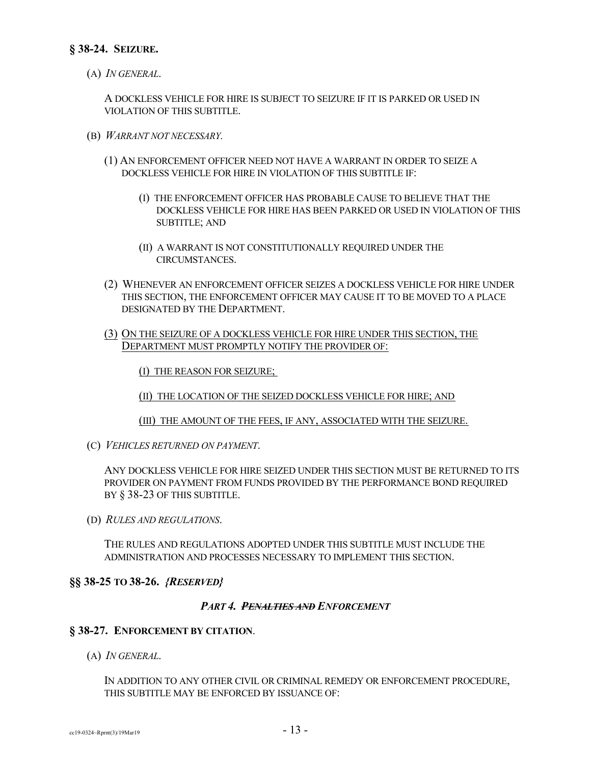## § 38-24. SEIZURE.

(A) *IN GENERAL.*

A DOCKLESS VEHICLE FOR HIRE IS SUBJECT TO SEIZURE IF IT IS PARKED OR USED IN VIOLATION OF THIS SUBTITLE.

(B) *WARRANT NOT NECESSARY.*

(1) AN ENFORCEMENT OFFICER NEED NOT HAVE A WARRANT IN ORDER TO SEIZE A DOCKLESS VEHICLE FOR HIRE IN VIOLATION OF THIS SUBTITLE IF:

(I) THE ENFORCEMENT OFFICER HAS PROBABLE CAUSE TO BELIEVE THAT THE DOCKLESS VEHICLE FOR HIRE HAS BEEN PARKED OR USED IN VIOLATION OF THIS SUBTITLE; AND

(II) A WARRANT IS NOT CONSTITUTIONALLY REQUIRED UNDER THE CIRCUMSTANCES.

(2) WHENEVER AN ENFORCEMENT OFFICER SEIZES A DOCKLESS VEHICLE FOR HIRE UNDER THIS SECTION, THE ENFORCEMENT OFFICER MAY CAUSE IT TO BE MOVED TO A PLACE DESIGNATED BY THE DEPARTMENT.

<u>(3) ON THE SEIZURE OF A DOCKLESS VEHICLE FOR HIRE UNDER THIS SECTION, THE DEPARTMENT MUST PROMPTLY NOTIFY THE PROVIDER OF:</u>

<u>(I) THE REASON FOR SEIZURE;</u>

<u>(II) THE LOCATION OF THE SEIZED DOCKLESS VEHICLE FOR HIRE; AND</u>

<u>(III) THE AMOUNT OF THE FEES, IF ANY, ASSOCIATED WITH THE SEIZURE.</u>

(C) *VEHICLES RETURNED ON PAYMENT.*

ANY DOCKLESS VEHICLE FOR HIRE SEIZED UNDER THIS SECTION MUST BE RETURNED TO ITS PROVIDER ON PAYMENT FROM FUNDS PROVIDED BY THE PERFORMANCE BOND REQUIRED BY § 38-23 OF THIS SUBTITLE.

(D) *RULES AND REGULATIONS.*

THE RULES AND REGULATIONS ADOPTED UNDER THIS SUBTITLE MUST INCLUDE THE ADMINISTRATION AND PROCESSES NECESSARY TO IMPLEMENT THIS SECTION.

## §§ 38-25 TO 38-26. *{RESERVED}*

### *PART 4. ~~PENALTIES AND~~ ENFORCEMENT*

## § 38-27. ENFORCEMENT BY CITATION.

(A) *IN GENERAL.*

IN ADDITION TO ANY OTHER CIVIL OR CRIMINAL REMEDY OR ENFORCEMENT PROCEDURE, THIS SUBTITLE MAY BE ENFORCED BY ISSUANCE OF: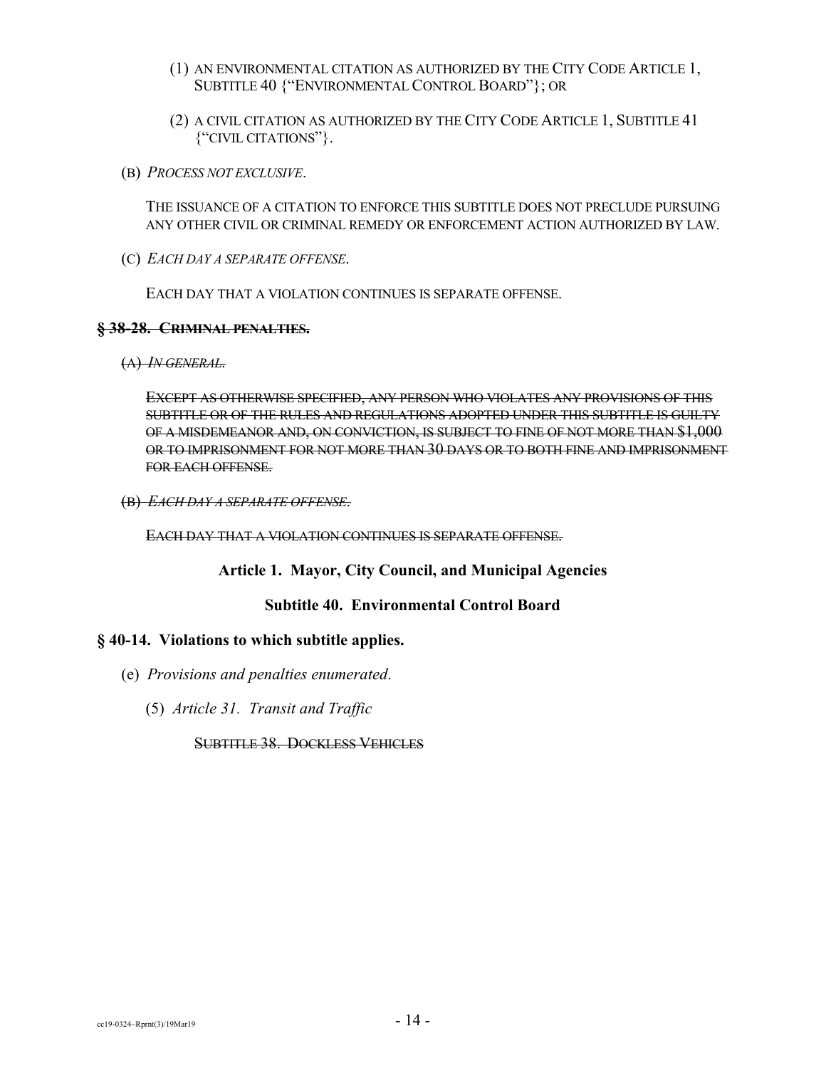(1) AN ENVIRONMENTAL CITATION AS AUTHORIZED BY THE CITY CODE ARTICLE 1, SUBTITLE 40 {"ENVIRONMENTAL CONTROL BOARD"}; OR

(2) A CIVIL CITATION AS AUTHORIZED BY THE CITY CODE ARTICLE 1, SUBTITLE 41 {"CIVIL CITATIONS"}.

(B) *PROCESS NOT EXCLUSIVE*.

THE ISSUANCE OF A CITATION TO ENFORCE THIS SUBTITLE DOES NOT PRECLUDE PURSUING ANY OTHER CIVIL OR CRIMINAL REMEDY OR ENFORCEMENT ACTION AUTHORIZED BY LAW.

(C) *EACH DAY A SEPARATE OFFENSE*.

EACH DAY THAT A VIOLATION CONTINUES IS SEPARATE OFFENSE.

**~~§ 38-28. CRIMINAL PENALTIES.~~**

~~(A) *IN GENERAL*.~~

~~EXCEPT AS OTHERWISE SPECIFIED, ANY PERSON WHO VIOLATES ANY PROVISIONS OF THIS SUBTITLE OR OF THE RULES AND REGULATIONS ADOPTED UNDER THIS SUBTITLE IS GUILTY OF A MISDEMEANOR AND, ON CONVICTION, IS SUBJECT TO FINE OF NOT MORE THAN $1,000 OR TO IMPRISONMENT FOR NOT MORE THAN 30 DAYS OR TO BOTH FINE AND IMPRISONMENT FOR EACH OFFENSE.~~

~~(B) *EACH DAY A SEPARATE OFFENSE*.~~

~~EACH DAY THAT A VIOLATION CONTINUES IS SEPARATE OFFENSE.~~

**Article 1. Mayor, City Council, and Municipal Agencies**

**Subtitle 40. Environmental Control Board**

**§ 40-14. Violations to which subtitle applies.**

(e) *Provisions and penalties enumerated.*

(5) *Article 31. Transit and Traffic*

~~SUBTITLE 38. DOCKLESS VEHICLES~~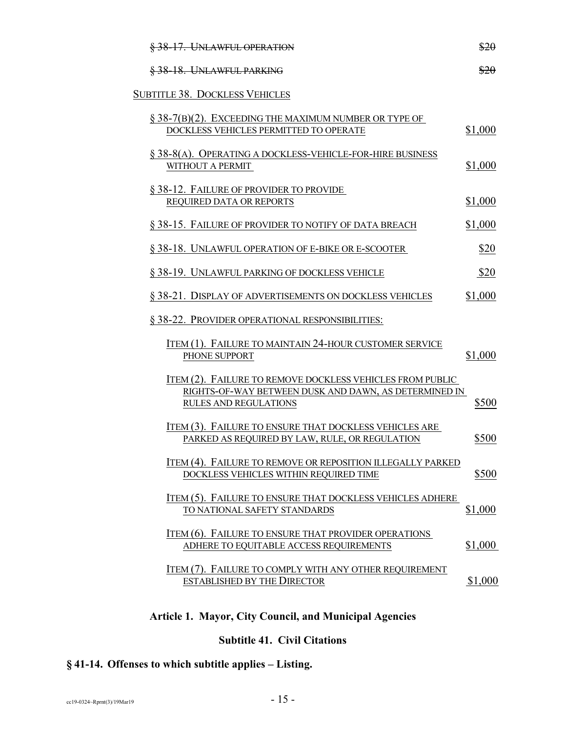| | |
|---|---|
| ~~§ 38-17. UNLAWFUL OPERATION~~ | ~~$20~~ |
| ~~§ 38-18. UNLAWFUL PARKING~~ | ~~$20~~ |

SUBTITLE 38. DOCKLESS VEHICLES

| | |
|---|---|
| § 38-7(B)(2). EXCEEDING THE MAXIMUM NUMBER OR TYPE OF DOCKLESS VEHICLES PERMITTED TO OPERATE | $1,000 |
| § 38-8(A). OPERATING A DOCKLESS-VEHICLE-FOR-HIRE BUSINESS WITHOUT A PERMIT | $1,000 |
| § 38-12. FAILURE OF PROVIDER TO PROVIDE REQUIRED DATA OR REPORTS | $1,000 |
| § 38-15. FAILURE OF PROVIDER TO NOTIFY OF DATA BREACH | $1,000 |
| § 38-18. UNLAWFUL OPERATION OF E-BIKE OR E-SCOOTER | $20 |
| § 38-19. UNLAWFUL PARKING OF DOCKLESS VEHICLE | $20 |
| § 38-21. DISPLAY OF ADVERTISEMENTS ON DOCKLESS VEHICLES | $1,000 |
| § 38-22. PROVIDER OPERATIONAL RESPONSIBILITIES: | |
| ITEM (1). FAILURE TO MAINTAIN 24-HOUR CUSTOMER SERVICE PHONE SUPPORT | $1,000 |
| ITEM (2). FAILURE TO REMOVE DOCKLESS VEHICLES FROM PUBLIC RIGHTS-OF-WAY BETWEEN DUSK AND DAWN, AS DETERMINED IN RULES AND REGULATIONS | $500 |
| ITEM (3). FAILURE TO ENSURE THAT DOCKLESS VEHICLES ARE PARKED AS REQUIRED BY LAW, RULE, OR REGULATION | $500 |
| ITEM (4). FAILURE TO REMOVE OR REPOSITION ILLEGALLY PARKED DOCKLESS VEHICLES WITHIN REQUIRED TIME | $500 |
| ITEM (5). FAILURE TO ENSURE THAT DOCKLESS VEHICLES ADHERE TO NATIONAL SAFETY STANDARDS | $1,000 |
| ITEM (6). FAILURE TO ENSURE THAT PROVIDER OPERATIONS ADHERE TO EQUITABLE ACCESS REQUIREMENTS | $1,000 |
| ITEM (7). FAILURE TO COMPLY WITH ANY OTHER REQUIREMENT ESTABLISHED BY THE DIRECTOR | $1,000 |

## Article 1. Mayor, City Council, and Municipal Agencies

### Subtitle 41. Civil Citations

**§ 41-14. Offenses to which subtitle applies – Listing.**

cc19-0324~Rprnt(3)/19Mar19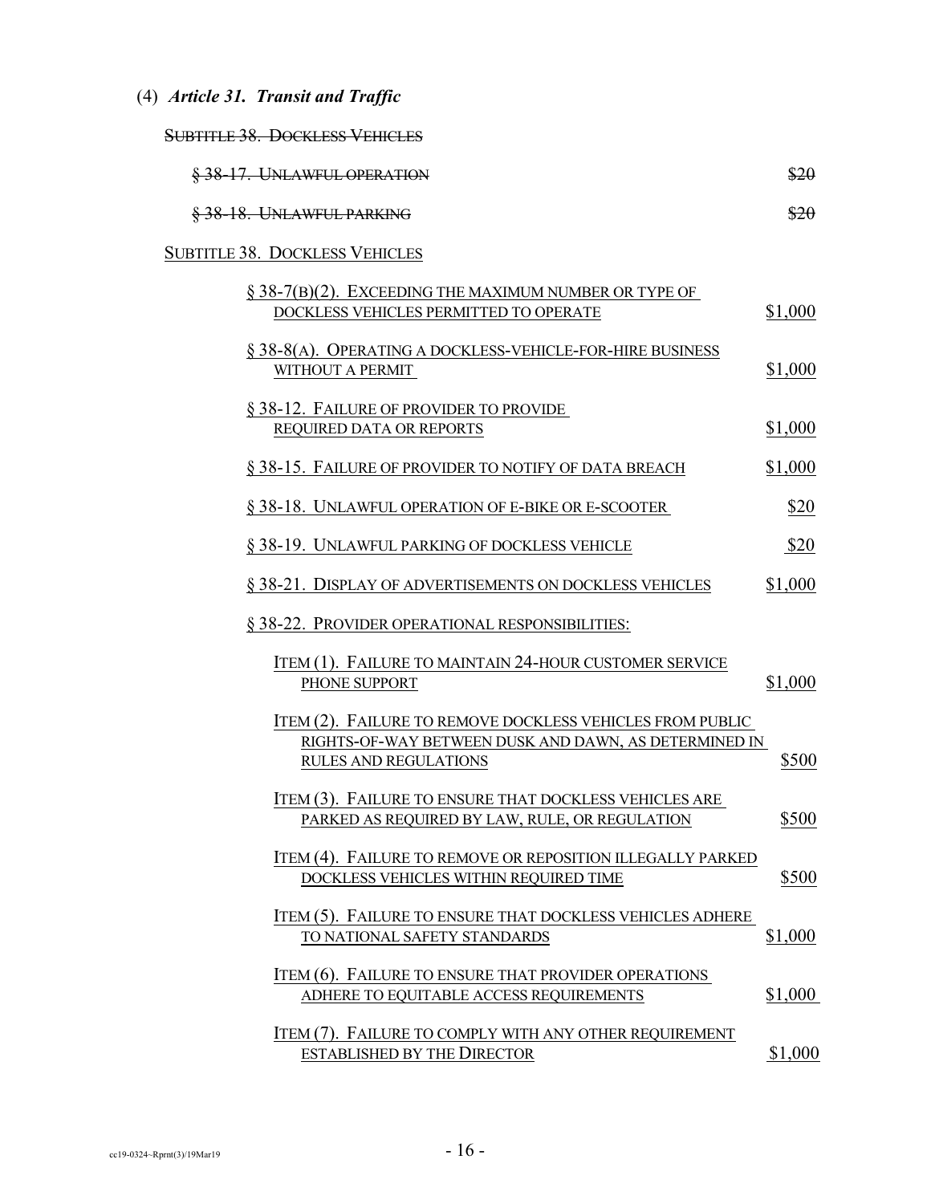(4) ***Article 31. Transit and Traffic***

~~SUBTITLE 38. DOCKLESS VEHICLES~~

| | |
|---|---|
| ~~§ 38-17. UNLAWFUL OPERATION~~ | ~~$20~~ |
| ~~§ 38-18. UNLAWFUL PARKING~~ | ~~$20~~ |

<u>SUBTITLE 38. DOCKLESS VEHICLES</u>

| | |
|---|---|
| <u>§ 38-7(B)(2). EXCEEDING THE MAXIMUM NUMBER OR TYPE OF DOCKLESS VEHICLES PERMITTED TO OPERATE</u> | <u>$1,000</u> |
| <u>§ 38-8(A). OPERATING A DOCKLESS-VEHICLE-FOR-HIRE BUSINESS WITHOUT A PERMIT</u> | <u>$1,000</u> |
| <u>§ 38-12. FAILURE OF PROVIDER TO PROVIDE REQUIRED DATA OR REPORTS</u> | <u>$1,000</u> |
| <u>§ 38-15. FAILURE OF PROVIDER TO NOTIFY OF DATA BREACH</u> | <u>$1,000</u> |
| <u>§ 38-18. UNLAWFUL OPERATION OF E-BIKE OR E-SCOOTER</u> | <u>$20</u> |
| <u>§ 38-19. UNLAWFUL PARKING OF DOCKLESS VEHICLE</u> | <u>$20</u> |
| <u>§ 38-21. DISPLAY OF ADVERTISEMENTS ON DOCKLESS VEHICLES</u> | <u>$1,000</u> |
| <u>§ 38-22. PROVIDER OPERATIONAL RESPONSIBILITIES:</u> | |
| <u>ITEM (1). FAILURE TO MAINTAIN 24-HOUR CUSTOMER SERVICE PHONE SUPPORT</u> | <u>$1,000</u> |
| <u>ITEM (2). FAILURE TO REMOVE DOCKLESS VEHICLES FROM PUBLIC RIGHTS-OF-WAY BETWEEN DUSK AND DAWN, AS DETERMINED IN RULES AND REGULATIONS</u> | <u>$500</u> |
| <u>ITEM (3). FAILURE TO ENSURE THAT DOCKLESS VEHICLES ARE PARKED AS REQUIRED BY LAW, RULE, OR REGULATION</u> | <u>$500</u> |
| <u>ITEM (4). FAILURE TO REMOVE OR REPOSITION ILLEGALLY PARKED DOCKLESS VEHICLES WITHIN REQUIRED TIME</u> | <u>$500</u> |
| <u>ITEM (5). FAILURE TO ENSURE THAT DOCKLESS VEHICLES ADHERE TO NATIONAL SAFETY STANDARDS</u> | <u>$1,000</u> |
| <u>ITEM (6). FAILURE TO ENSURE THAT PROVIDER OPERATIONS ADHERE TO EQUITABLE ACCESS REQUIREMENTS</u> | <u>$1,000</u> |
| <u>ITEM (7). FAILURE TO COMPLY WITH ANY OTHER REQUIREMENT ESTABLISHED BY THE DIRECTOR</u> | <u>$1,000</u> |

cc19-0324~Rprnt(3)/19Mar19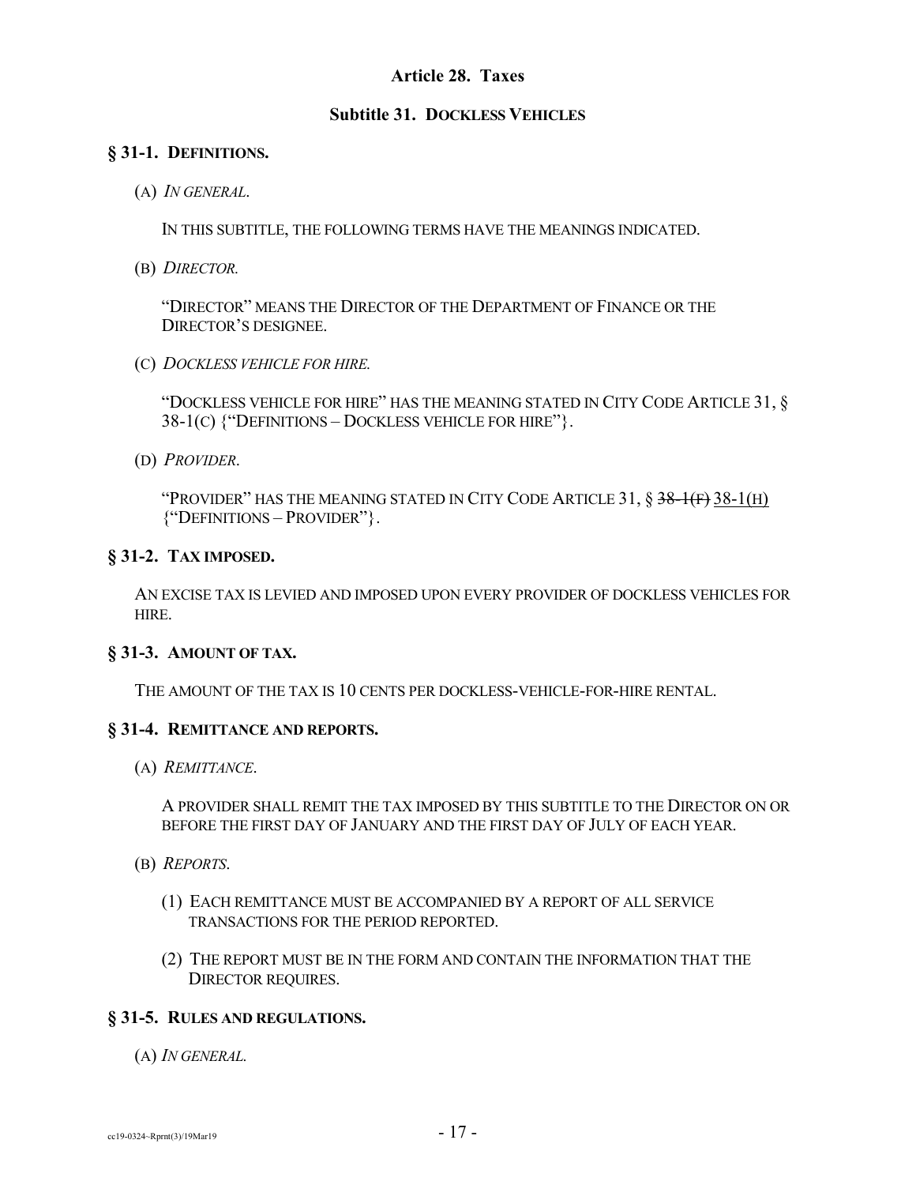## Article 28. Taxes

### Subtitle 31. DOCKLESS VEHICLES

**§ 31-1. DEFINITIONS.**

(A) *IN GENERAL.*

IN THIS SUBTITLE, THE FOLLOWING TERMS HAVE THE MEANINGS INDICATED.

(B) *DIRECTOR.*

"DIRECTOR" MEANS THE DIRECTOR OF THE DEPARTMENT OF FINANCE OR THE DIRECTOR'S DESIGNEE.

(C) *DOCKLESS VEHICLE FOR HIRE.*

"DOCKLESS VEHICLE FOR HIRE" HAS THE MEANING STATED IN CITY CODE ARTICLE 31, § 38-1(C) {"DEFINITIONS – DOCKLESS VEHICLE FOR HIRE"}.

(D) *PROVIDER.*

"PROVIDER" HAS THE MEANING STATED IN CITY CODE ARTICLE 31, § ~~38-1(F)~~ <u>38-1(H)</u> {"DEFINITIONS – PROVIDER"}.

**§ 31-2. TAX IMPOSED.**

AN EXCISE TAX IS LEVIED AND IMPOSED UPON EVERY PROVIDER OF DOCKLESS VEHICLES FOR HIRE.

**§ 31-3. AMOUNT OF TAX.**

THE AMOUNT OF THE TAX IS 10 CENTS PER DOCKLESS-VEHICLE-FOR-HIRE RENTAL.

**§ 31-4. REMITTANCE AND REPORTS.**

(A) *REMITTANCE.*

A PROVIDER SHALL REMIT THE TAX IMPOSED BY THIS SUBTITLE TO THE DIRECTOR ON OR BEFORE THE FIRST DAY OF JANUARY AND THE FIRST DAY OF JULY OF EACH YEAR.

(B) *REPORTS.*

(1) EACH REMITTANCE MUST BE ACCOMPANIED BY A REPORT OF ALL SERVICE TRANSACTIONS FOR THE PERIOD REPORTED.

(2) THE REPORT MUST BE IN THE FORM AND CONTAIN THE INFORMATION THAT THE DIRECTOR REQUIRES.

**§ 31-5. RULES AND REGULATIONS.**

(A) *IN GENERAL.*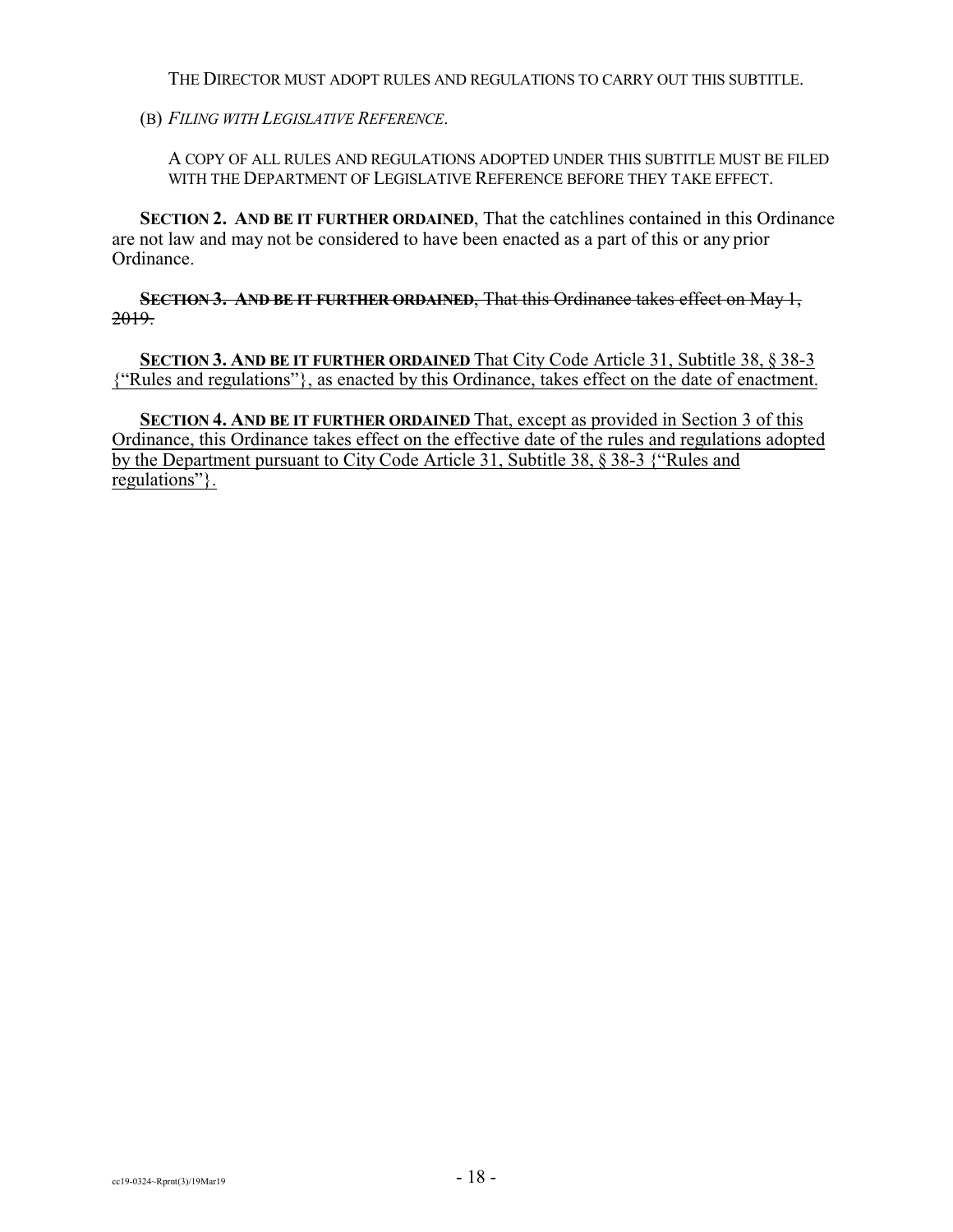THE DIRECTOR MUST ADOPT RULES AND REGULATIONS TO CARRY OUT THIS SUBTITLE.

(B) *FILING WITH LEGISLATIVE REFERENCE*.

A COPY OF ALL RULES AND REGULATIONS ADOPTED UNDER THIS SUBTITLE MUST BE FILED WITH THE DEPARTMENT OF LEGISLATIVE REFERENCE BEFORE THEY TAKE EFFECT.

**SECTION 2. AND BE IT FURTHER ORDAINED**, That the catchlines contained in this Ordinance are not law and may not be considered to have been enacted as a part of this or any prior Ordinance.

~~**SECTION 3. AND BE IT FURTHER ORDAINED**, That this Ordinance takes effect on May 1, 2019.~~

<u>**SECTION 3. AND BE IT FURTHER ORDAINED** That City Code Article 31, Subtitle 38, § 38-3 {"Rules and regulations"}, as enacted by this Ordinance, takes effect on the date of enactment.</u>

<u>**SECTION 4. AND BE IT FURTHER ORDAINED** That, except as provided in Section 3 of this Ordinance, this Ordinance takes effect on the effective date of the rules and regulations adopted by the Department pursuant to City Code Article 31, Subtitle 38, § 38-3 {"Rules and regulations"}.</u>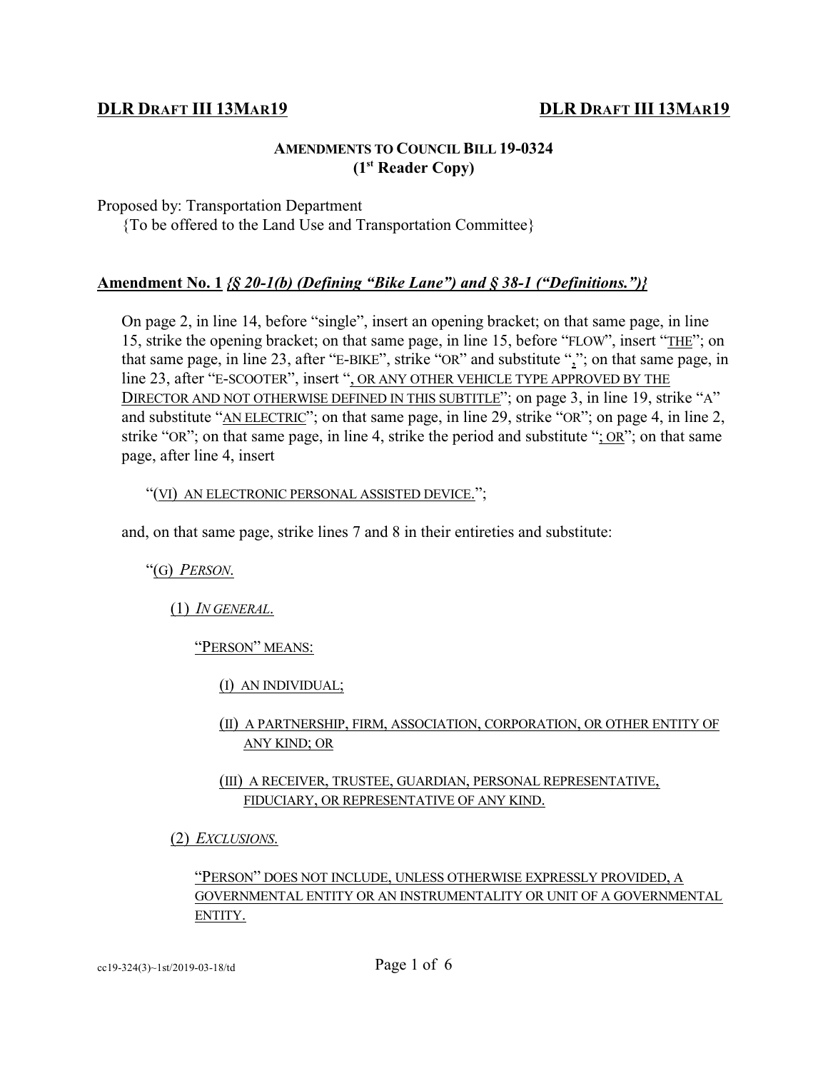**DLR DRAFT III 13MAR19**

### AMENDMENTS TO COUNCIL BILL 19-0324
### (1st Reader Copy)

Proposed by: Transportation Department
{To be offered to the Land Use and Transportation Committee}

**Amendment No. 1** ***{§ 20-1(b) (Defining "Bike Lane") and § 38-1 ("Definitions.")}***

On page 2, in line 14, before "single", insert an opening bracket; on that same page, in line 15, strike the opening bracket; on that same page, in line 15, before "FLOW", insert "THE"; on that same page, in line 23, after "E-BIKE", strike "OR" and substitute ","; on that same page, in line 23, after "E-SCOOTER", insert ", OR ANY OTHER VEHICLE TYPE APPROVED BY THE DIRECTOR AND NOT OTHERWISE DEFINED IN THIS SUBTITLE"; on page 3, in line 19, strike "A" and substitute "AN ELECTRIC"; on that same page, in line 29, strike "OR"; on page 4, in line 2, strike "OR"; on that same page, in line 4, strike the period and substitute "; OR"; on that same page, after line 4, insert

"(VI) AN ELECTRONIC PERSONAL ASSISTED DEVICE.";

and, on that same page, strike lines 7 and 8 in their entireties and substitute:

"(G) *PERSON.*

(1) *IN GENERAL.*

"PERSON" MEANS:

(I) AN INDIVIDUAL;

(II) A PARTNERSHIP, FIRM, ASSOCIATION, CORPORATION, OR OTHER ENTITY OF ANY KIND; OR

(III) A RECEIVER, TRUSTEE, GUARDIAN, PERSONAL REPRESENTATIVE, FIDUCIARY, OR REPRESENTATIVE OF ANY KIND.

(2) *EXCLUSIONS.*

"PERSON" DOES NOT INCLUDE, UNLESS OTHERWISE EXPRESSLY PROVIDED, A GOVERNMENTAL ENTITY OR AN INSTRUMENTALITY OR UNIT OF A GOVERNMENTAL ENTITY.

cc19-324(3)~1st/2019-03-18/td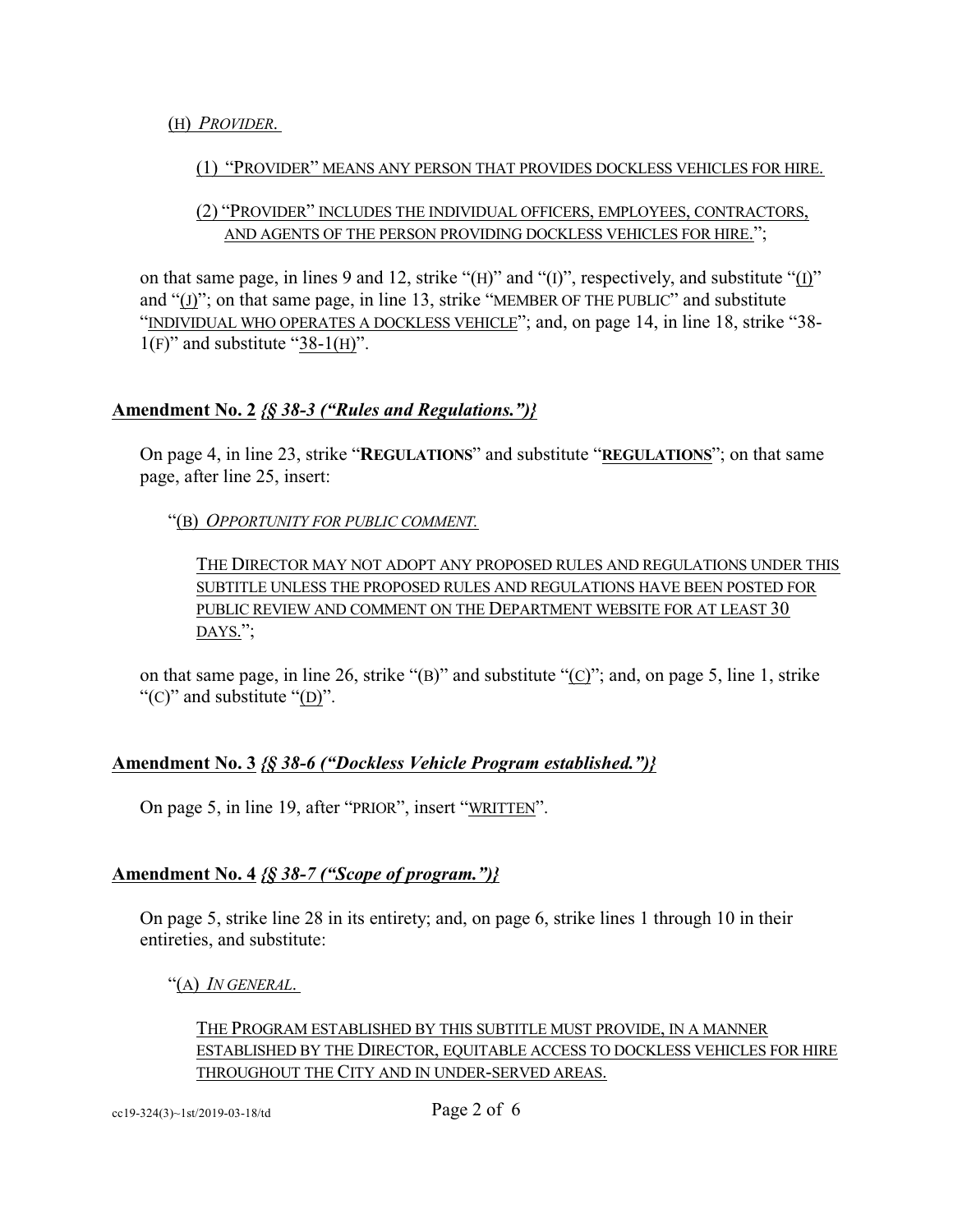(H) *PROVIDER.*

(1) "PROVIDER" MEANS ANY PERSON THAT PROVIDES DOCKLESS VEHICLES FOR HIRE.

(2) "PROVIDER" INCLUDES THE INDIVIDUAL OFFICERS, EMPLOYEES, CONTRACTORS, AND AGENTS OF THE PERSON PROVIDING DOCKLESS VEHICLES FOR HIRE.";

on that same page, in lines 9 and 12, strike "(H)" and "(I)", respectively, and substitute "(I)" and "(J)"; on that same page, in line 13, strike "MEMBER OF THE PUBLIC" and substitute "INDIVIDUAL WHO OPERATES A DOCKLESS VEHICLE"; and, on page 14, in line 18, strike "38-1(F)" and substitute "38-1(H)".

**Amendment No. 2** ***{§ 38-3 ("Rules and Regulations.")}***

On page 4, in line 23, strike "**REGULATIONS**" and substitute "**REGULATIONS**"; on that same page, after line 25, insert:

"(B) *OPPORTUNITY FOR PUBLIC COMMENT.*

THE DIRECTOR MAY NOT ADOPT ANY PROPOSED RULES AND REGULATIONS UNDER THIS SUBTITLE UNLESS THE PROPOSED RULES AND REGULATIONS HAVE BEEN POSTED FOR PUBLIC REVIEW AND COMMENT ON THE DEPARTMENT WEBSITE FOR AT LEAST 30 DAYS.";

on that same page, in line 26, strike "(B)" and substitute "(C)"; and, on page 5, line 1, strike "(C)" and substitute "(D)".

**Amendment No. 3** ***{§ 38-6 ("Dockless Vehicle Program established.")}***

On page 5, in line 19, after "PRIOR", insert "WRITTEN".

**Amendment No. 4** ***{§ 38-7 ("Scope of program.")}***

On page 5, strike line 28 in its entirety; and, on page 6, strike lines 1 through 10 in their entireties, and substitute:

"(A) *IN GENERAL.*

THE PROGRAM ESTABLISHED BY THIS SUBTITLE MUST PROVIDE, IN A MANNER ESTABLISHED BY THE DIRECTOR, EQUITABLE ACCESS TO DOCKLESS VEHICLES FOR HIRE THROUGHOUT THE CITY AND IN UNDER-SERVED AREAS.

cc19-324(3)~1st/2019-03-18/td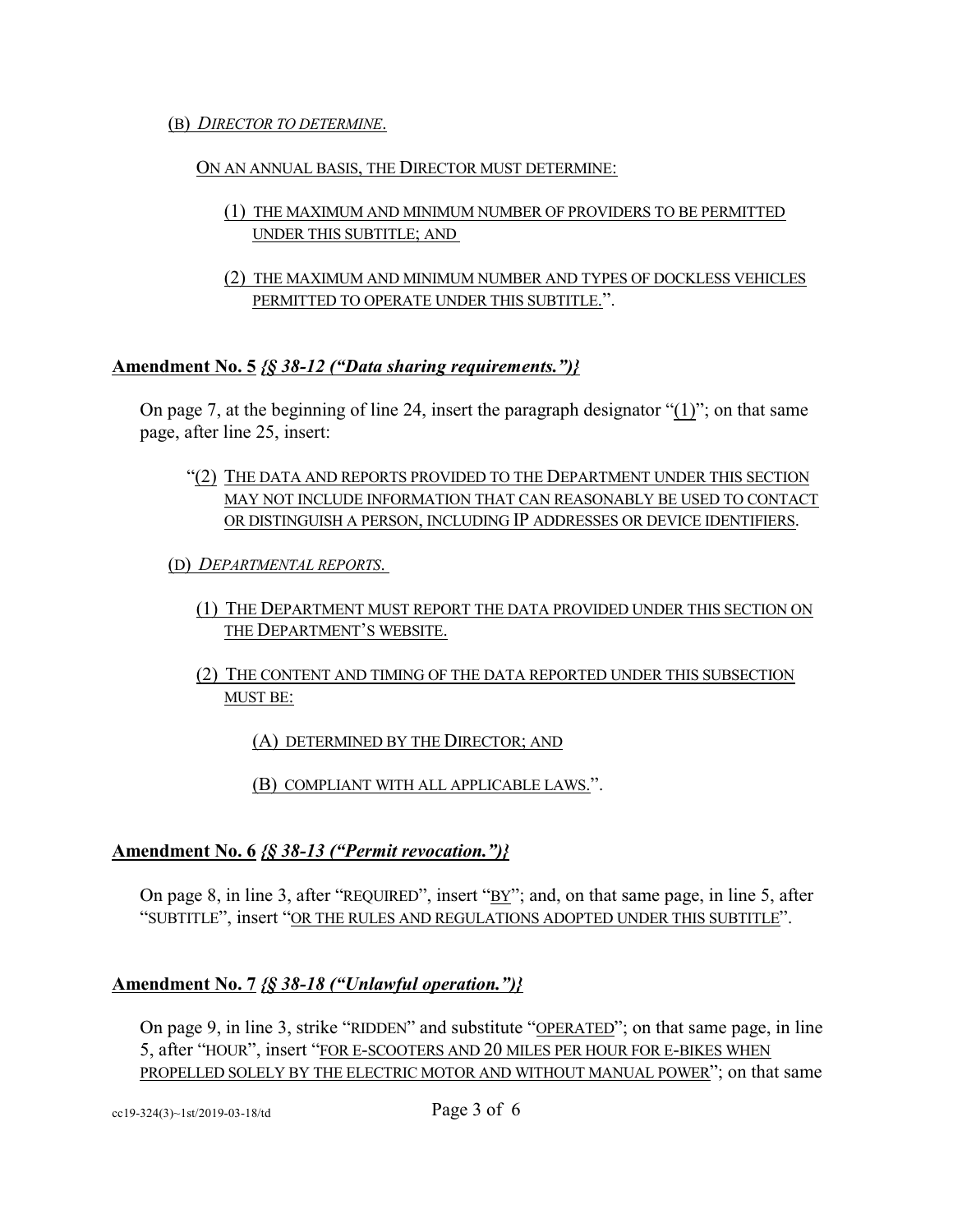(B) *DIRECTOR TO DETERMINE*.

ON AN ANNUAL BASIS, THE DIRECTOR MUST DETERMINE:

(1) THE MAXIMUM AND MINIMUM NUMBER OF PROVIDERS TO BE PERMITTED UNDER THIS SUBTITLE; AND

(2) THE MAXIMUM AND MINIMUM NUMBER AND TYPES OF DOCKLESS VEHICLES PERMITTED TO OPERATE UNDER THIS SUBTITLE.".

**Amendment No. 5** ***{§ 38-12 ("Data sharing requirements.")}***

On page 7, at the beginning of line 24, insert the paragraph designator "(1)"; on that same page, after line 25, insert:

"(2) THE DATA AND REPORTS PROVIDED TO THE DEPARTMENT UNDER THIS SECTION MAY NOT INCLUDE INFORMATION THAT CAN REASONABLY BE USED TO CONTACT OR DISTINGUISH A PERSON, INCLUDING IP ADDRESSES OR DEVICE IDENTIFIERS.

(D) *DEPARTMENTAL REPORTS.*

(1) THE DEPARTMENT MUST REPORT THE DATA PROVIDED UNDER THIS SECTION ON THE DEPARTMENT'S WEBSITE.

(2) THE CONTENT AND TIMING OF THE DATA REPORTED UNDER THIS SUBSECTION MUST BE:

(A) DETERMINED BY THE DIRECTOR; AND

(B) COMPLIANT WITH ALL APPLICABLE LAWS.".

**Amendment No. 6** ***{§ 38-13 ("Permit revocation.")}***

On page 8, in line 3, after "REQUIRED", insert "BY"; and, on that same page, in line 5, after "SUBTITLE", insert "OR THE RULES AND REGULATIONS ADOPTED UNDER THIS SUBTITLE".

**Amendment No. 7** ***{§ 38-18 ("Unlawful operation.")}***

On page 9, in line 3, strike "RIDDEN" and substitute "OPERATED"; on that same page, in line 5, after "HOUR", insert "FOR E-SCOOTERS AND 20 MILES PER HOUR FOR E-BIKES WHEN PROPELLED SOLELY BY THE ELECTRIC MOTOR AND WITHOUT MANUAL POWER"; on that same

cc19-324(3)~1st/2019-03-18/td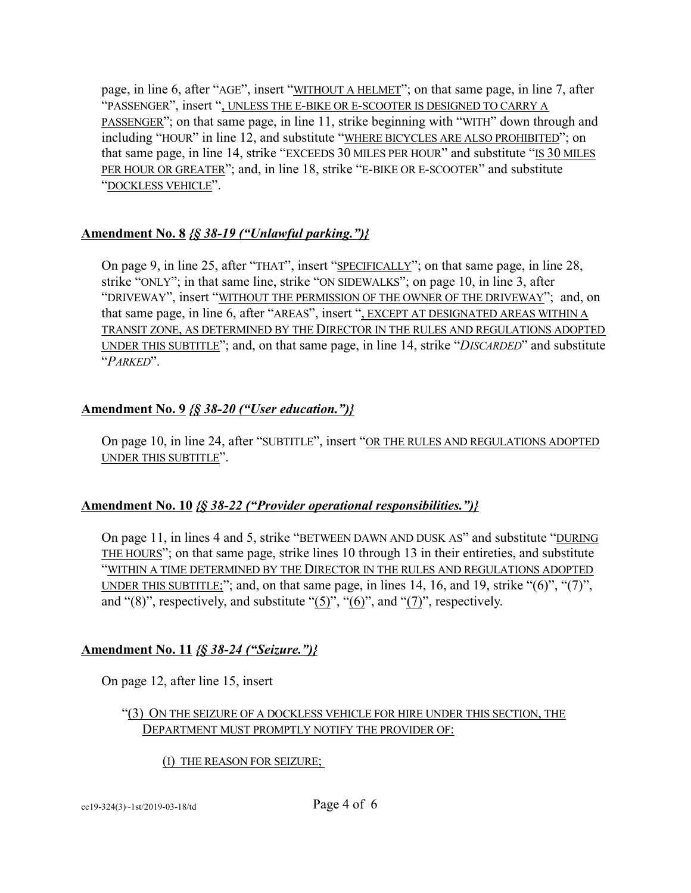page, in line 6, after "AGE", insert "WITHOUT A HELMET"; on that same page, in line 7, after "PASSENGER", insert ", UNLESS THE E-BIKE OR E-SCOOTER IS DESIGNED TO CARRY A PASSENGER"; on that same page, in line 11, strike beginning with "WITH" down through and including "HOUR" in line 12, and substitute "WHERE BICYCLES ARE ALSO PROHIBITED"; on that same page, in line 14, strike "EXCEEDS 30 MILES PER HOUR" and substitute "IS 30 MILES PER HOUR OR GREATER"; and, in line 18, strike "E-BIKE OR E-SCOOTER" and substitute "DOCKLESS VEHICLE".

**Amendment No. 8** ***{§ 38-19 ("Unlawful parking.")}***

On page 9, in line 25, after "THAT", insert "SPECIFICALLY"; on that same page, in line 28, strike "ONLY"; in that same line, strike "ON SIDEWALKS"; on page 10, in line 3, after "DRIVEWAY", insert "WITHOUT THE PERMISSION OF THE OWNER OF THE DRIVEWAY"; and, on that same page, in line 6, after "AREAS", insert ", EXCEPT AT DESIGNATED AREAS WITHIN A TRANSIT ZONE, AS DETERMINED BY THE DIRECTOR IN THE RULES AND REGULATIONS ADOPTED UNDER THIS SUBTITLE"; and, on that same page, in line 14, strike "*DISCARDED*" and substitute "*PARKED*".

**Amendment No. 9** ***{§ 38-20 ("User education.")}***

On page 10, in line 24, after "SUBTITLE", insert "OR THE RULES AND REGULATIONS ADOPTED UNDER THIS SUBTITLE".

**Amendment No. 10** ***{§ 38-22 ("Provider operational responsibilities.")}***

On page 11, in lines 4 and 5, strike "BETWEEN DAWN AND DUSK AS" and substitute "DURING THE HOURS"; on that same page, strike lines 10 through 13 in their entireties, and substitute "WITHIN A TIME DETERMINED BY THE DIRECTOR IN THE RULES AND REGULATIONS ADOPTED UNDER THIS SUBTITLE;"; and, on that same page, in lines 14, 16, and 19, strike "(6)", "(7)", and "(8)", respectively, and substitute "(5)", "(6)", and "(7)", respectively.

**Amendment No. 11** ***{§ 38-24 ("Seizure.")}***

On page 12, after line 15, insert

"(3) ON THE SEIZURE OF A DOCKLESS VEHICLE FOR HIRE UNDER THIS SECTION, THE DEPARTMENT MUST PROMPTLY NOTIFY THE PROVIDER OF:

(I) THE REASON FOR SEIZURE;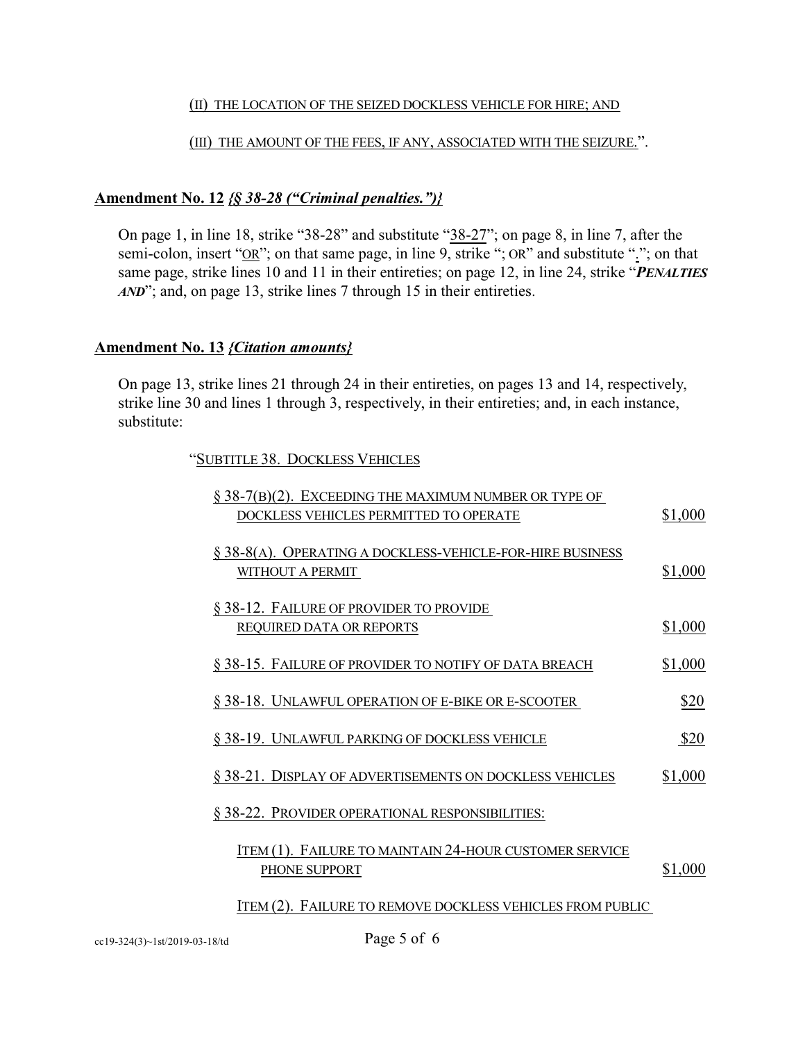(II) THE LOCATION OF THE SEIZED DOCKLESS VEHICLE FOR HIRE; AND

(III) THE AMOUNT OF THE FEES, IF ANY, ASSOCIATED WITH THE SEIZURE.".

**Amendment No. 12** ***{§ 38-28 ("Criminal penalties.")}***

On page 1, in line 18, strike "38-28" and substitute "38-27"; on page 8, in line 7, after the semi-colon, insert "OR"; on that same page, in line 9, strike "; OR" and substitute "."; on that same page, strike lines 10 and 11 in their entireties; on page 12, in line 24, strike "***PENALTIES AND***"; and, on page 13, strike lines 7 through 15 in their entireties.

**Amendment No. 13** ***{Citation amounts}***

On page 13, strike lines 21 through 24 in their entireties, on pages 13 and 14, respectively, strike line 30 and lines 1 through 3, respectively, in their entireties; and, in each instance, substitute:

"SUBTITLE 38. DOCKLESS VEHICLES

| | |
|---|---|
| § 38-7(B)(2). EXCEEDING THE MAXIMUM NUMBER OR TYPE OF DOCKLESS VEHICLES PERMITTED TO OPERATE | $1,000 |
| § 38-8(A). OPERATING A DOCKLESS-VEHICLE-FOR-HIRE BUSINESS WITHOUT A PERMIT | $1,000 |
| § 38-12. FAILURE OF PROVIDER TO PROVIDE REQUIRED DATA OR REPORTS | $1,000 |
| § 38-15. FAILURE OF PROVIDER TO NOTIFY OF DATA BREACH | $1,000 |
| § 38-18. UNLAWFUL OPERATION OF E-BIKE OR E-SCOOTER | $20 |
| § 38-19. UNLAWFUL PARKING OF DOCKLESS VEHICLE | $20 |
| § 38-21. DISPLAY OF ADVERTISEMENTS ON DOCKLESS VEHICLES | $1,000 |
| § 38-22. PROVIDER OPERATIONAL RESPONSIBILITIES: | |
| ITEM (1). FAILURE TO MAINTAIN 24-HOUR CUSTOMER SERVICE PHONE SUPPORT | $1,000 |
| ITEM (2). FAILURE TO REMOVE DOCKLESS VEHICLES FROM PUBLIC | |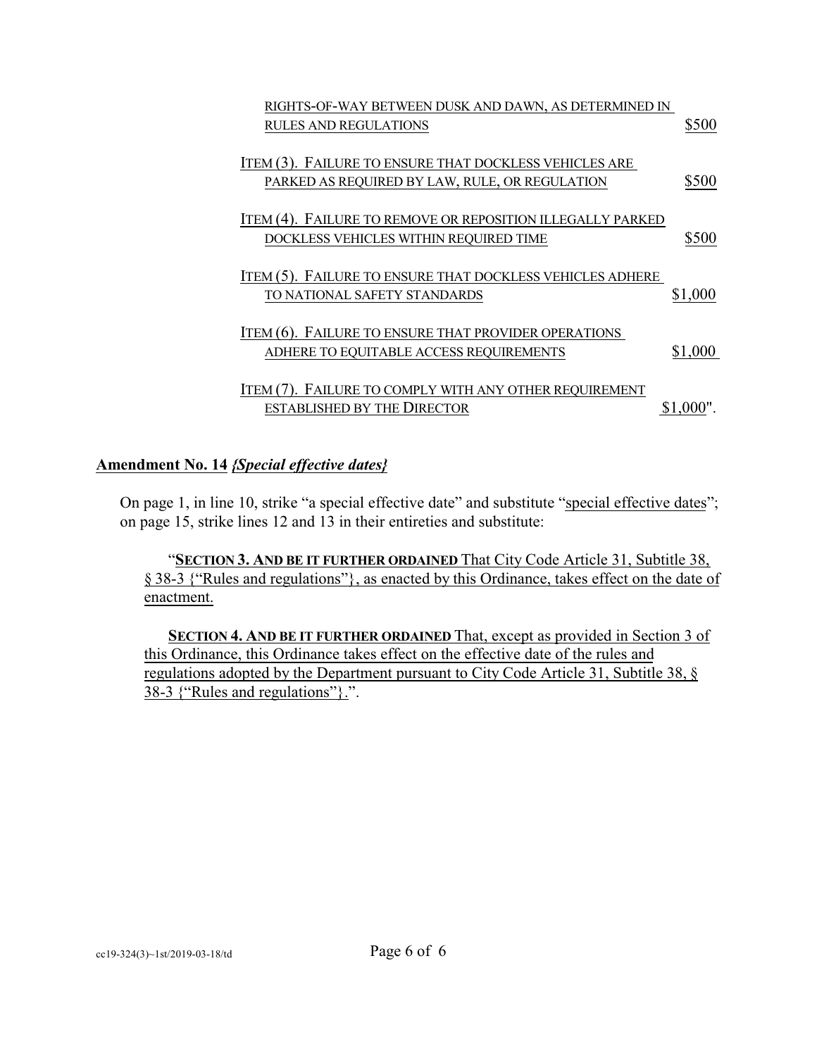| | |
|---|---|
| RIGHTS-OF-WAY BETWEEN DUSK AND DAWN, AS DETERMINED IN RULES AND REGULATIONS | \$500 |
| ITEM (3). FAILURE TO ENSURE THAT DOCKLESS VEHICLES ARE PARKED AS REQUIRED BY LAW, RULE, OR REGULATION | \$500 |
| ITEM (4). FAILURE TO REMOVE OR REPOSITION ILLEGALLY PARKED DOCKLESS VEHICLES WITHIN REQUIRED TIME | \$500 |
| ITEM (5). FAILURE TO ENSURE THAT DOCKLESS VEHICLES ADHERE TO NATIONAL SAFETY STANDARDS | \$1,000 |
| ITEM (6). FAILURE TO ENSURE THAT PROVIDER OPERATIONS ADHERE TO EQUITABLE ACCESS REQUIREMENTS | \$1,000 |
| ITEM (7). FAILURE TO COMPLY WITH ANY OTHER REQUIREMENT ESTABLISHED BY THE DIRECTOR | \$1,000". |

**Amendment No. 14** ***{Special effective dates}***

On page 1, in line 10, strike "a special effective date" and substitute "special effective dates"; on page 15, strike lines 12 and 13 in their entireties and substitute:

"**SECTION 3. AND BE IT FURTHER ORDAINED** That City Code Article 31, Subtitle 38, § 38-3 {"Rules and regulations"}, as enacted by this Ordinance, takes effect on the date of enactment.

**SECTION 4. AND BE IT FURTHER ORDAINED** That, except as provided in Section 3 of this Ordinance, this Ordinance takes effect on the effective date of the rules and regulations adopted by the Department pursuant to City Code Article 31, Subtitle 38, § 38-3 {"Rules and regulations"}.".

cc19-324(3)~1st/2019-03-18/td